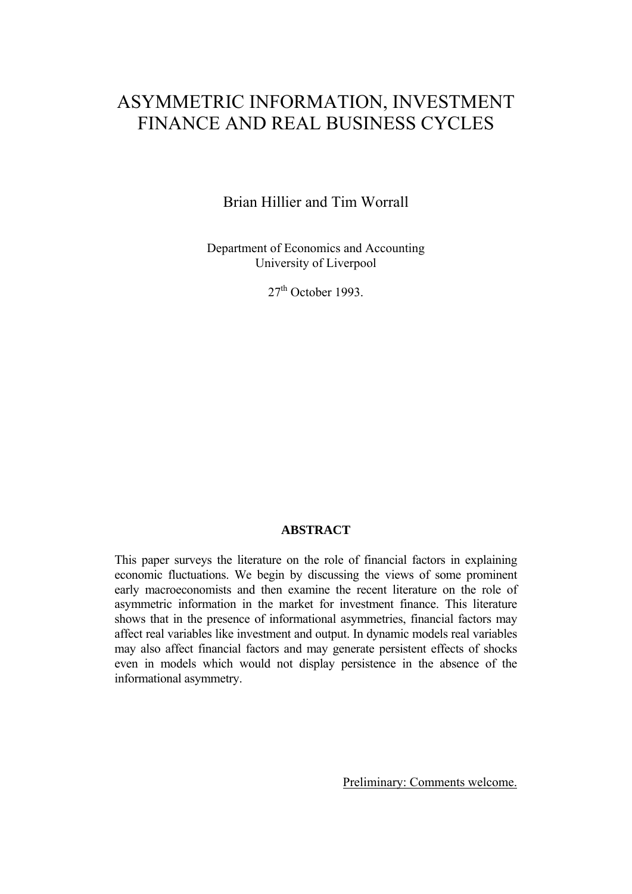# ASYMMETRIC INFORMATION, INVESTMENT FINANCE AND REAL BUSINESS CYCLES

Brian Hillier and Tim Worrall

Department of Economics and Accounting
University of Liverpool

27th October 1993.

**ABSTRACT**

This paper surveys the literature on the role of financial factors in explaining economic fluctuations. We begin by discussing the views of some prominent early macroeconomists and then examine the recent literature on the role of asymmetric information in the market for investment finance. This literature shows that in the presence of informational asymmetries, financial factors may affect real variables like investment and output. In dynamic models real variables may also affect financial factors and may generate persistent effects of shocks even in models which would not display persistence in the absence of the informational asymmetry.

Preliminary: Comments welcome.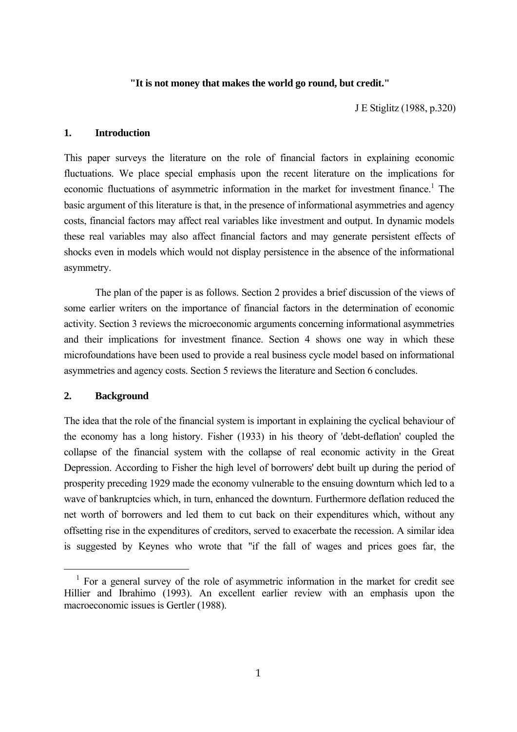**"It is not money that makes the world go round, but credit."**

J E Stiglitz (1988, p.320)

## 1. Introduction

This paper surveys the literature on the role of financial factors in explaining economic fluctuations. We place special emphasis upon the recent literature on the implications for economic fluctuations of asymmetric information in the market for investment finance.[1] The basic argument of this literature is that, in the presence of informational asymmetries and agency costs, financial factors may affect real variables like investment and output. In dynamic models these real variables may also affect financial factors and may generate persistent effects of shocks even in models which would not display persistence in the absence of the informational asymmetry.

The plan of the paper is as follows. Section 2 provides a brief discussion of the views of some earlier writers on the importance of financial factors in the determination of economic activity. Section 3 reviews the microeconomic arguments concerning informational asymmetries and their implications for investment finance. Section 4 shows one way in which these microfoundations have been used to provide a real business cycle model based on informational asymmetries and agency costs. Section 5 reviews the literature and Section 6 concludes.

## 2. Background

The idea that the role of the financial system is important in explaining the cyclical behaviour of the economy has a long history. Fisher (1933) in his theory of 'debt-deflation' coupled the collapse of the financial system with the collapse of real economic activity in the Great Depression. According to Fisher the high level of borrowers' debt built up during the period of prosperity preceding 1929 made the economy vulnerable to the ensuing downturn which led to a wave of bankruptcies which, in turn, enhanced the downturn. Furthermore deflation reduced the net worth of borrowers and led them to cut back on their expenditures which, without any offsetting rise in the expenditures of creditors, served to exacerbate the recession. A similar idea is suggested by Keynes who wrote that "if the fall of wages and prices goes far, the

---

[1] For a general survey of the role of asymmetric information in the market for credit see Hillier and Ibrahimo (1993). An excellent earlier review with an emphasis upon the macroeconomic issues is Gertler (1988).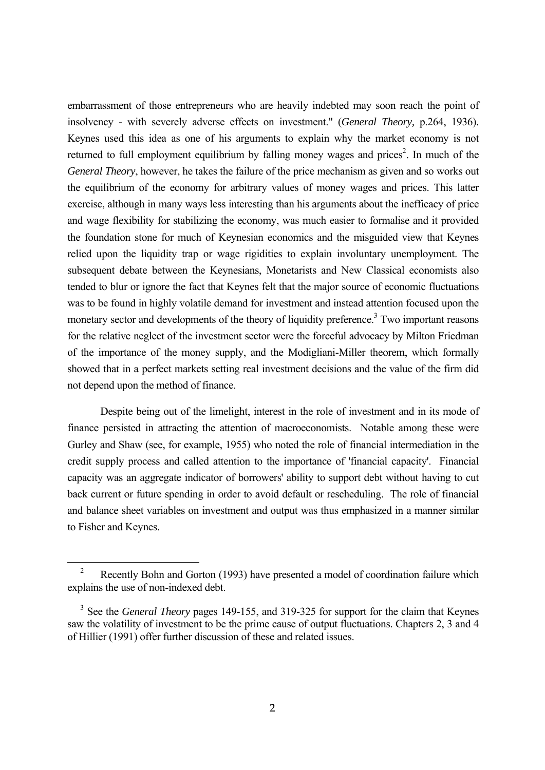embarrassment of those entrepreneurs who are heavily indebted may soon reach the point of insolvency - with severely adverse effects on investment." (*General Theory,* p.264, 1936). Keynes used this idea as one of his arguments to explain why the market economy is not returned to full employment equilibrium by falling money wages and prices[2]. In much of the *General Theory*, however, he takes the failure of the price mechanism as given and so works out the equilibrium of the economy for arbitrary values of money wages and prices. This latter exercise, although in many ways less interesting than his arguments about the inefficacy of price and wage flexibility for stabilizing the economy, was much easier to formalise and it provided the foundation stone for much of Keynesian economics and the misguided view that Keynes relied upon the liquidity trap or wage rigidities to explain involuntary unemployment. The subsequent debate between the Keynesians, Monetarists and New Classical economists also tended to blur or ignore the fact that Keynes felt that the major source of economic fluctuations was to be found in highly volatile demand for investment and instead attention focused upon the monetary sector and developments of the theory of liquidity preference.[3] Two important reasons for the relative neglect of the investment sector were the forceful advocacy by Milton Friedman of the importance of the money supply, and the Modigliani-Miller theorem, which formally showed that in a perfect markets setting real investment decisions and the value of the firm did not depend upon the method of finance.

Despite being out of the limelight, interest in the role of investment and in its mode of finance persisted in attracting the attention of macroeconomists. Notable among these were Gurley and Shaw (see, for example, 1955) who noted the role of financial intermediation in the credit supply process and called attention to the importance of 'financial capacity'. Financial capacity was an aggregate indicator of borrowers' ability to support debt without having to cut back current or future spending in order to avoid default or rescheduling. The role of financial and balance sheet variables on investment and output was thus emphasized in a manner similar to Fisher and Keynes.

[2] Recently Bohn and Gorton (1993) have presented a model of coordination failure which explains the use of non-indexed debt.

[3] See the *General Theory* pages 149-155, and 319-325 for support for the claim that Keynes saw the volatility of investment to be the prime cause of output fluctuations. Chapters 2, 3 and 4 of Hillier (1991) offer further discussion of these and related issues.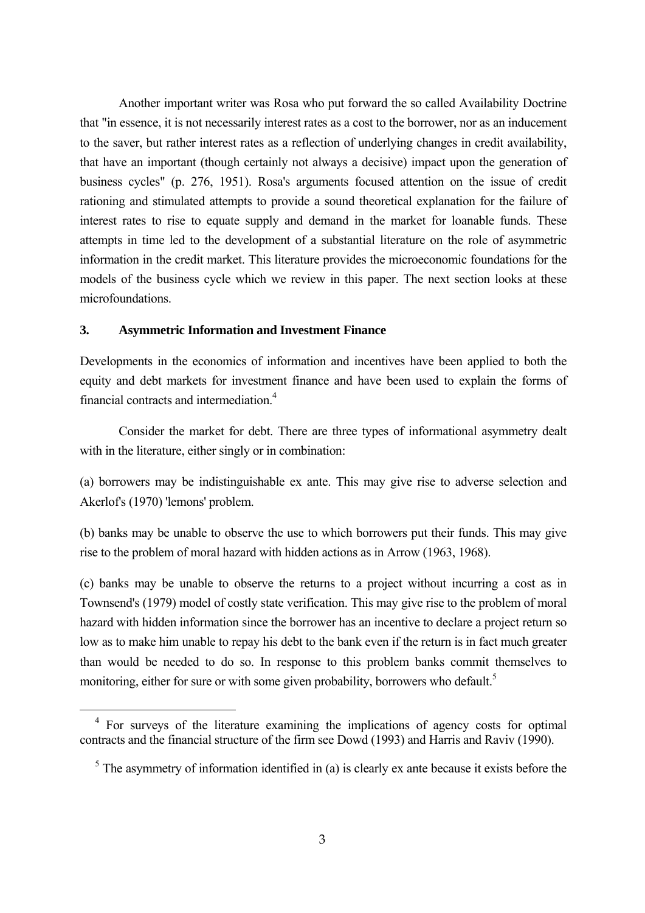Another important writer was Rosa who put forward the so called Availability Doctrine that "in essence, it is not necessarily interest rates as a cost to the borrower, nor as an inducement to the saver, but rather interest rates as a reflection of underlying changes in credit availability, that have an important (though certainly not always a decisive) impact upon the generation of business cycles" (p. 276, 1951). Rosa's arguments focused attention on the issue of credit rationing and stimulated attempts to provide a sound theoretical explanation for the failure of interest rates to rise to equate supply and demand in the market for loanable funds. These attempts in time led to the development of a substantial literature on the role of asymmetric information in the credit market. This literature provides the microeconomic foundations for the models of the business cycle which we review in this paper. The next section looks at these microfoundations.

## 3. Asymmetric Information and Investment Finance

Developments in the economics of information and incentives have been applied to both the equity and debt markets for investment finance and have been used to explain the forms of financial contracts and intermediation.[4]

Consider the market for debt. There are three types of informational asymmetry dealt with in the literature, either singly or in combination:

(a) borrowers may be indistinguishable ex ante. This may give rise to adverse selection and Akerlof's (1970) 'lemons' problem.

(b) banks may be unable to observe the use to which borrowers put their funds. This may give rise to the problem of moral hazard with hidden actions as in Arrow (1963, 1968).

(c) banks may be unable to observe the returns to a project without incurring a cost as in Townsend's (1979) model of costly state verification. This may give rise to the problem of moral hazard with hidden information since the borrower has an incentive to declare a project return so low as to make him unable to repay his debt to the bank even if the return is in fact much greater than would be needed to do so. In response to this problem banks commit themselves to monitoring, either for sure or with some given probability, borrowers who default.[5]

[4] For surveys of the literature examining the implications of agency costs for optimal contracts and the financial structure of the firm see Dowd (1993) and Harris and Raviv (1990).

[5] The asymmetry of information identified in (a) is clearly ex ante because it exists before the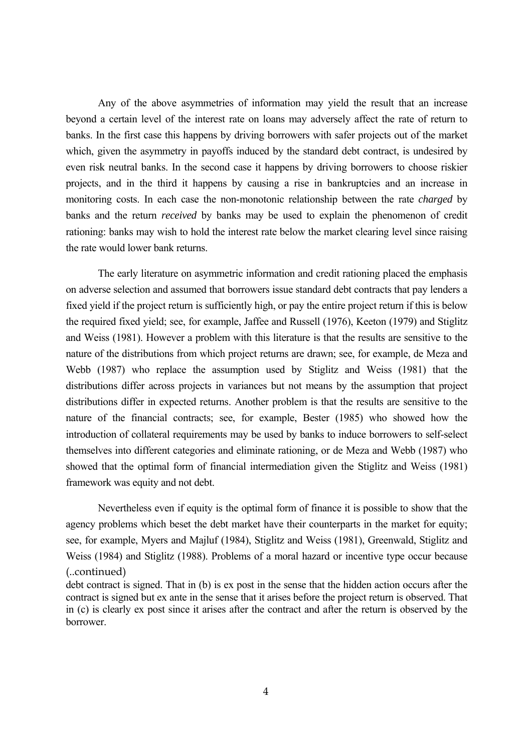Any of the above asymmetries of information may yield the result that an increase beyond a certain level of the interest rate on loans may adversely affect the rate of return to banks. In the first case this happens by driving borrowers with safer projects out of the market which, given the asymmetry in payoffs induced by the standard debt contract, is undesired by even risk neutral banks. In the second case it happens by driving borrowers to choose riskier projects, and in the third it happens by causing a rise in bankruptcies and an increase in monitoring costs. In each case the non-monotonic relationship between the rate *charged* by banks and the return *received* by banks may be used to explain the phenomenon of credit rationing: banks may wish to hold the interest rate below the market clearing level since raising the rate would lower bank returns.

The early literature on asymmetric information and credit rationing placed the emphasis on adverse selection and assumed that borrowers issue standard debt contracts that pay lenders a fixed yield if the project return is sufficiently high, or pay the entire project return if this is below the required fixed yield; see, for example, Jaffee and Russell (1976), Keeton (1979) and Stiglitz and Weiss (1981). However a problem with this literature is that the results are sensitive to the nature of the distributions from which project returns are drawn; see, for example, de Meza and Webb (1987) who replace the assumption used by Stiglitz and Weiss (1981) that the distributions differ across projects in variances but not means by the assumption that project distributions differ in expected returns. Another problem is that the results are sensitive to the nature of the financial contracts; see, for example, Bester (1985) who showed how the introduction of collateral requirements may be used by banks to induce borrowers to self-select themselves into different categories and eliminate rationing, or de Meza and Webb (1987) who showed that the optimal form of financial intermediation given the Stiglitz and Weiss (1981) framework was equity and not debt.

Nevertheless even if equity is the optimal form of finance it is possible to show that the agency problems which beset the debt market have their counterparts in the market for equity; see, for example, Myers and Majluf (1984), Stiglitz and Weiss (1981), Greenwald, Stiglitz and Weiss (1984) and Stiglitz (1988). Problems of a moral hazard or incentive type occur because

(..continued)
debt contract is signed. That in (b) is ex post in the sense that the hidden action occurs after the contract is signed but ex ante in the sense that it arises before the project return is observed. That in (c) is clearly ex post since it arises after the contract and after the return is observed by the borrower.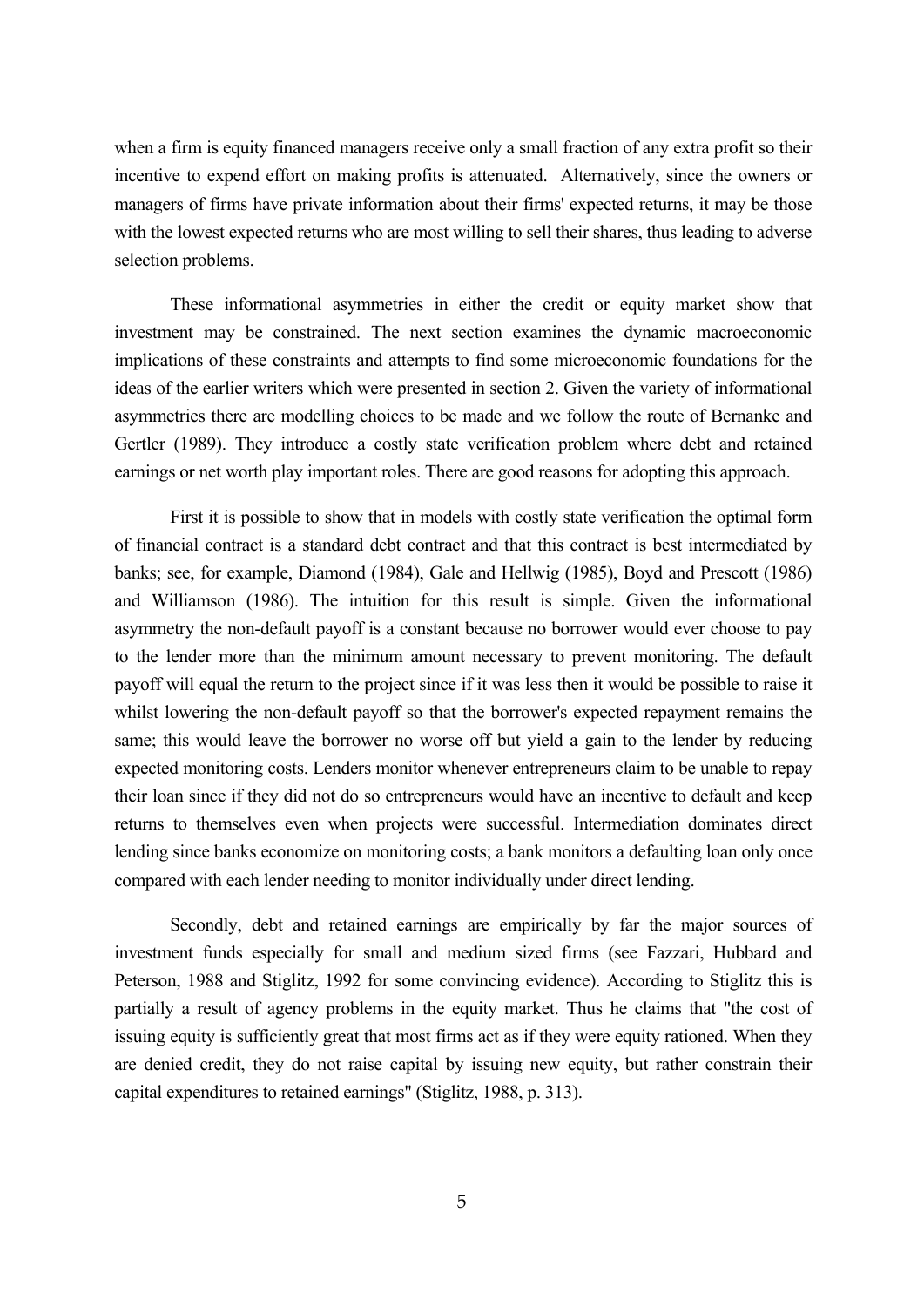when a firm is equity financed managers receive only a small fraction of any extra profit so their incentive to expend effort on making profits is attenuated. Alternatively, since the owners or managers of firms have private information about their firms' expected returns, it may be those with the lowest expected returns who are most willing to sell their shares, thus leading to adverse selection problems.

These informational asymmetries in either the credit or equity market show that investment may be constrained. The next section examines the dynamic macroeconomic implications of these constraints and attempts to find some microeconomic foundations for the ideas of the earlier writers which were presented in section 2. Given the variety of informational asymmetries there are modelling choices to be made and we follow the route of Bernanke and Gertler (1989). They introduce a costly state verification problem where debt and retained earnings or net worth play important roles. There are good reasons for adopting this approach.

First it is possible to show that in models with costly state verification the optimal form of financial contract is a standard debt contract and that this contract is best intermediated by banks; see, for example, Diamond (1984), Gale and Hellwig (1985), Boyd and Prescott (1986) and Williamson (1986). The intuition for this result is simple. Given the informational asymmetry the non-default payoff is a constant because no borrower would ever choose to pay to the lender more than the minimum amount necessary to prevent monitoring. The default payoff will equal the return to the project since if it was less then it would be possible to raise it whilst lowering the non-default payoff so that the borrower's expected repayment remains the same; this would leave the borrower no worse off but yield a gain to the lender by reducing expected monitoring costs. Lenders monitor whenever entrepreneurs claim to be unable to repay their loan since if they did not do so entrepreneurs would have an incentive to default and keep returns to themselves even when projects were successful. Intermediation dominates direct lending since banks economize on monitoring costs; a bank monitors a defaulting loan only once compared with each lender needing to monitor individually under direct lending.

Secondly, debt and retained earnings are empirically by far the major sources of investment funds especially for small and medium sized firms (see Fazzari, Hubbard and Peterson, 1988 and Stiglitz, 1992 for some convincing evidence). According to Stiglitz this is partially a result of agency problems in the equity market. Thus he claims that "the cost of issuing equity is sufficiently great that most firms act as if they were equity rationed. When they are denied credit, they do not raise capital by issuing new equity, but rather constrain their capital expenditures to retained earnings" (Stiglitz, 1988, p. 313).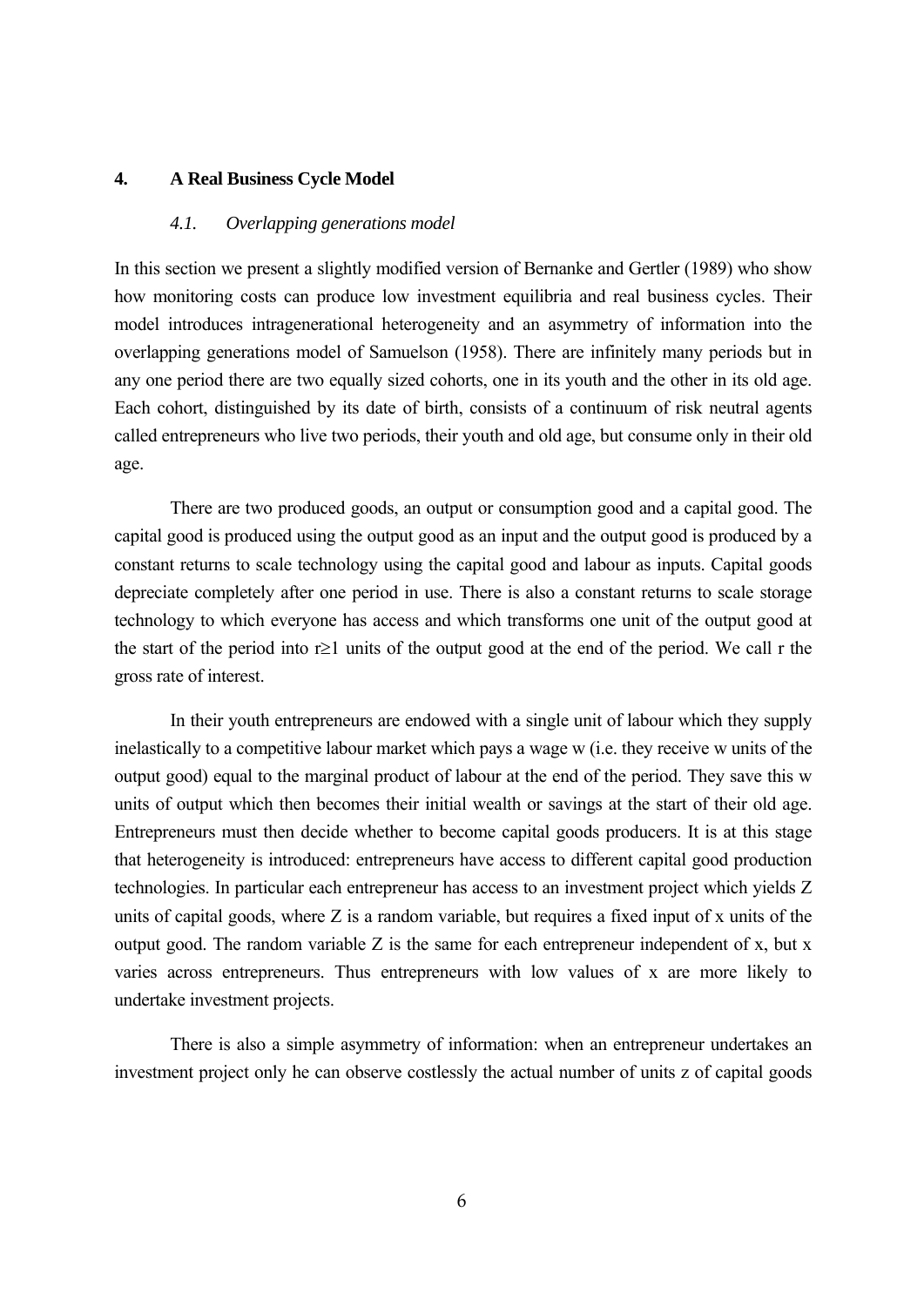## 4. A Real Business Cycle Model

### *4.1. Overlapping generations model*

In this section we present a slightly modified version of Bernanke and Gertler (1989) who show how monitoring costs can produce low investment equilibria and real business cycles. Their model introduces intragenerational heterogeneity and an asymmetry of information into the overlapping generations model of Samuelson (1958). There are infinitely many periods but in any one period there are two equally sized cohorts, one in its youth and the other in its old age. Each cohort, distinguished by its date of birth, consists of a continuum of risk neutral agents called entrepreneurs who live two periods, their youth and old age, but consume only in their old age.

There are two produced goods, an output or consumption good and a capital good. The capital good is produced using the output good as an input and the output good is produced by a constant returns to scale technology using the capital good and labour as inputs. Capital goods depreciate completely after one period in use. There is also a constant returns to scale storage technology to which everyone has access and which transforms one unit of the output good at the start of the period into $r \geq 1$ units of the output good at the end of the period. We call r the gross rate of interest.

In their youth entrepreneurs are endowed with a single unit of labour which they supply inelastically to a competitive labour market which pays a wage w (i.e. they receive w units of the output good) equal to the marginal product of labour at the end of the period. They save this w units of output which then becomes their initial wealth or savings at the start of their old age. Entrepreneurs must then decide whether to become capital goods producers. It is at this stage that heterogeneity is introduced: entrepreneurs have access to different capital good production technologies. In particular each entrepreneur has access to an investment project which yields Z units of capital goods, where Z is a random variable, but requires a fixed input of x units of the output good. The random variable Z is the same for each entrepreneur independent of x, but x varies across entrepreneurs. Thus entrepreneurs with low values of x are more likely to undertake investment projects.

There is also a simple asymmetry of information: when an entrepreneur undertakes an investment project only he can observe costlessly the actual number of units z of capital goods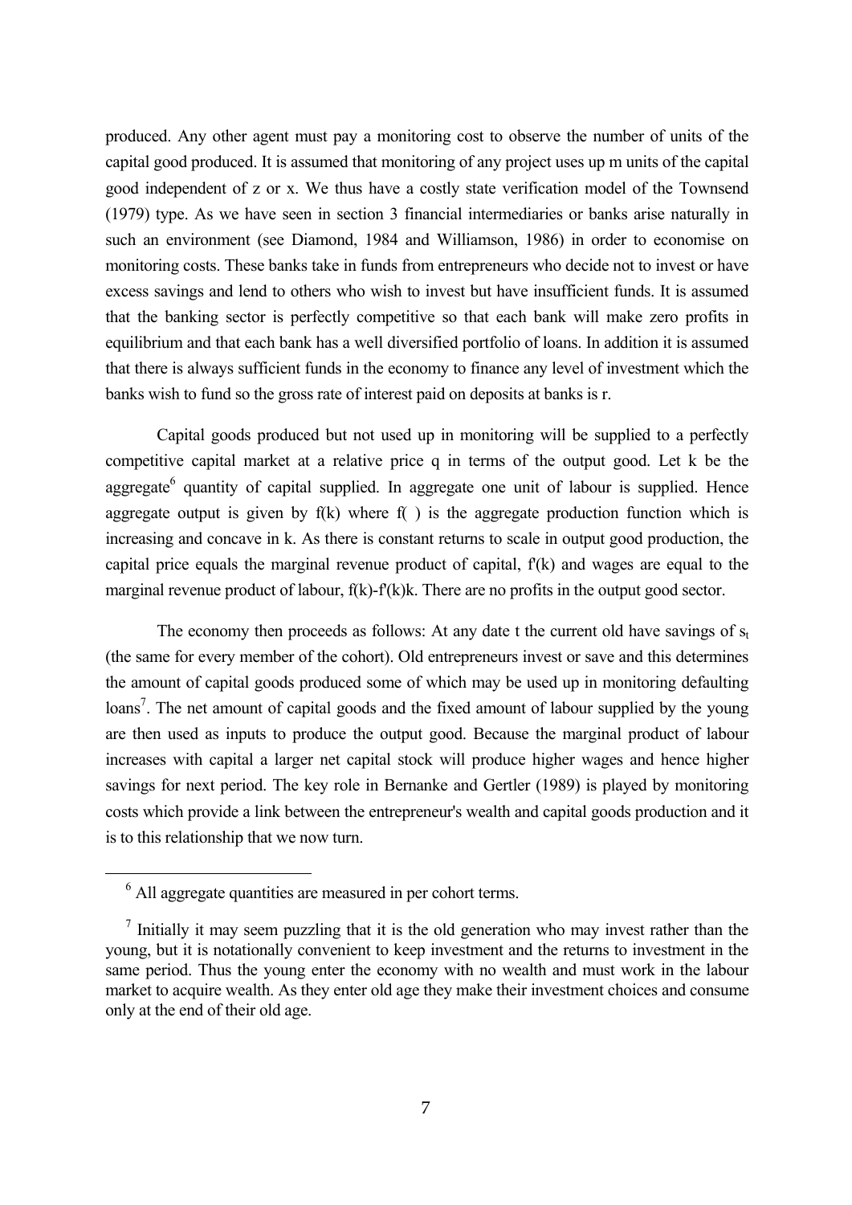produced. Any other agent must pay a monitoring cost to observe the number of units of the capital good produced. It is assumed that monitoring of any project uses up m units of the capital good independent of z or x. We thus have a costly state verification model of the Townsend (1979) type. As we have seen in section 3 financial intermediaries or banks arise naturally in such an environment (see Diamond, 1984 and Williamson, 1986) in order to economise on monitoring costs. These banks take in funds from entrepreneurs who decide not to invest or have excess savings and lend to others who wish to invest but have insufficient funds. It is assumed that the banking sector is perfectly competitive so that each bank will make zero profits in equilibrium and that each bank has a well diversified portfolio of loans. In addition it is assumed that there is always sufficient funds in the economy to finance any level of investment which the banks wish to fund so the gross rate of interest paid on deposits at banks is r.

Capital goods produced but not used up in monitoring will be supplied to a perfectly competitive capital market at a relative price q in terms of the output good. Let k be the aggregate[6] quantity of capital supplied. In aggregate one unit of labour is supplied. Hence aggregate output is given by f(k) where f( ) is the aggregate production function which is increasing and concave in k. As there is constant returns to scale in output good production, the capital price equals the marginal revenue product of capital, f'(k) and wages are equal to the marginal revenue product of labour, f(k)-f'(k)k. There are no profits in the output good sector.

The economy then proceeds as follows: At any date t the current old have savings of $s_t$ (the same for every member of the cohort). Old entrepreneurs invest or save and this determines the amount of capital goods produced some of which may be used up in monitoring defaulting loans[7]. The net amount of capital goods and the fixed amount of labour supplied by the young are then used as inputs to produce the output good. Because the marginal product of labour increases with capital a larger net capital stock will produce higher wages and hence higher savings for next period. The key role in Bernanke and Gertler (1989) is played by monitoring costs which provide a link between the entrepreneur's wealth and capital goods production and it is to this relationship that we now turn.

---

[6] All aggregate quantities are measured in per cohort terms.

[7] Initially it may seem puzzling that it is the old generation who may invest rather than the young, but it is notationally convenient to keep investment and the returns to investment in the same period. Thus the young enter the economy with no wealth and must work in the labour market to acquire wealth. As they enter old age they make their investment choices and consume only at the end of their old age.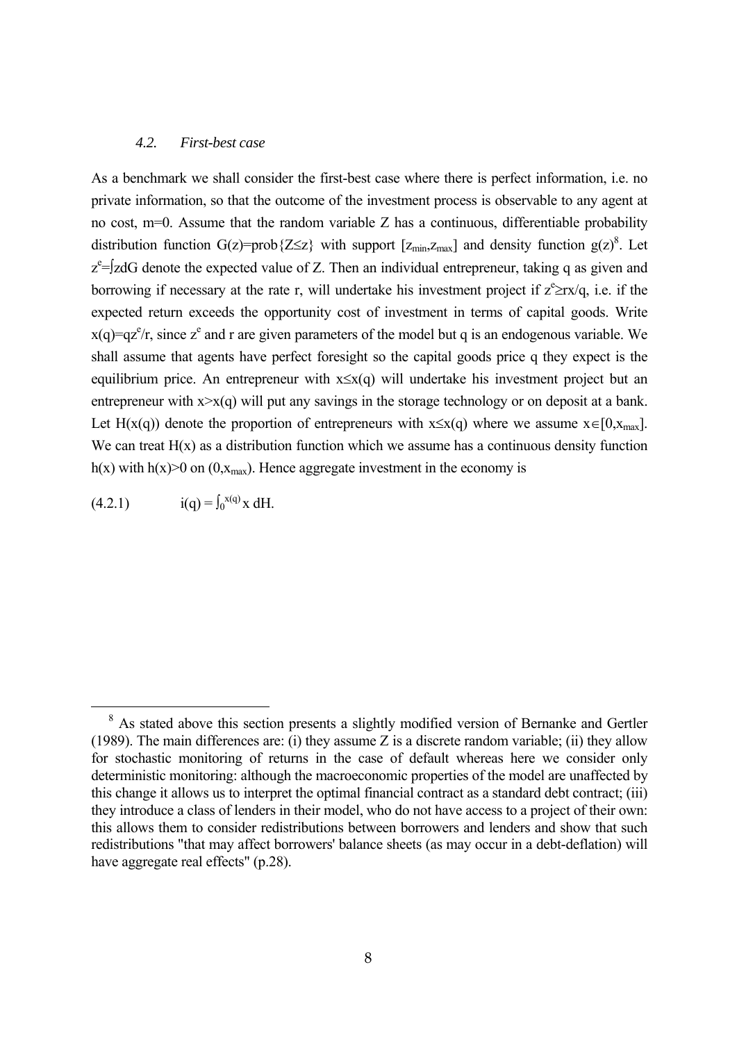### *4.2. First-best case*

As a benchmark we shall consider the first-best case where there is perfect information, i.e. no private information, so that the outcome of the investment process is observable to any agent at no cost, m=0. Assume that the random variable Z has a continuous, differentiable probability distribution function $G(z)=\text{prob}\{Z\leq z\}$ with support $[z_{min},z_{max}]$ and density function $g(z)$[8]. Let $z^e=\int zdG$ denote the expected value of Z. Then an individual entrepreneur, taking q as given and borrowing if necessary at the rate r, will undertake his investment project if $z^e \geq rx/q$, i.e. if the expected return exceeds the opportunity cost of investment in terms of capital goods. Write $x(q)=qz^e/r$, since $z^e$ and r are given parameters of the model but q is an endogenous variable. We shall assume that agents have perfect foresight so the capital goods price q they expect is the equilibrium price. An entrepreneur with $x\leq x(q)$ will undertake his investment project but an entrepreneur with $x>x(q)$ will put any savings in the storage technology or on deposit at a bank. Let $H(x(q))$ denote the proportion of entrepreneurs with $x\leq x(q)$ where we assume $x\in[0,x_{max}]$. We can treat $H(x)$ as a distribution function which we assume has a continuous density function $h(x)$ with $h(x)>0$ on $(0,x_{max})$. Hence aggregate investment in the economy is

$$(4.2.1) \qquad i(q) = \int_0^{x(q)} x \, dH.$$

---

[8] As stated above this section presents a slightly modified version of Bernanke and Gertler (1989). The main differences are: (i) they assume Z is a discrete random variable; (ii) they allow for stochastic monitoring of returns in the case of default whereas here we consider only deterministic monitoring: although the macroeconomic properties of the model are unaffected by this change it allows us to interpret the optimal financial contract as a standard debt contract; (iii) they introduce a class of lenders in their model, who do not have access to a project of their own: this allows them to consider redistributions between borrowers and lenders and show that such redistributions "that may affect borrowers' balance sheets (as may occur in a debt-deflation) will have aggregate real effects" (p.28).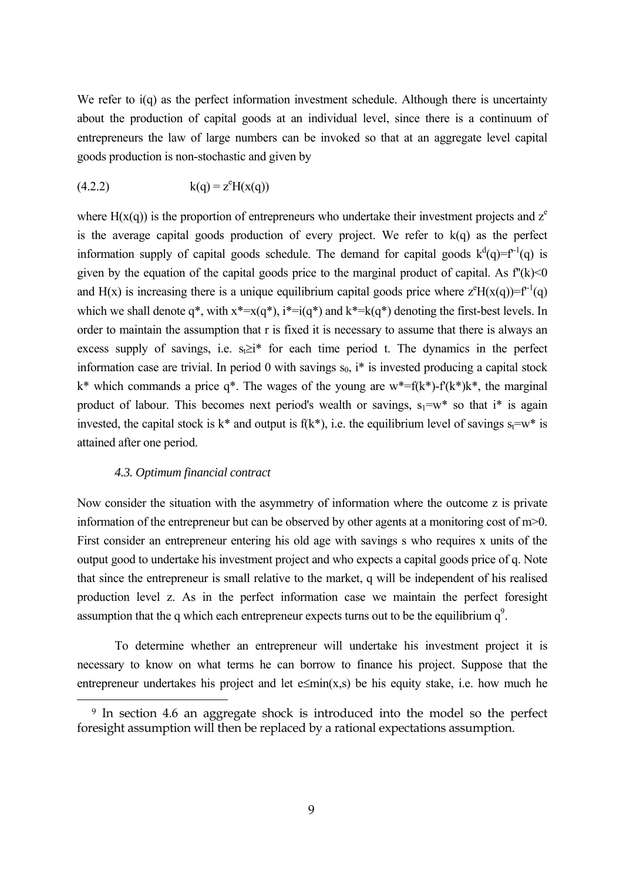We refer to $i(q)$ as the perfect information investment schedule. Although there is uncertainty about the production of capital goods at an individual level, since there is a continuum of entrepreneurs the law of large numbers can be invoked so that at an aggregate level capital goods production is non-stochastic and given by

$$(4.2.2) \qquad k(q) = z^e H(x(q))$$

where $H(x(q))$ is the proportion of entrepreneurs who undertake their investment projects and $z^e$ is the average capital goods production of every project. We refer to $k(q)$ as the perfect information supply of capital goods schedule. The demand for capital goods $k^d(q)=f'^{-1}(q)$ is given by the equation of the capital goods price to the marginal product of capital. As $f''(k)<0$ and $H(x)$ is increasing there is a unique equilibrium capital goods price where $z^e H(x(q))=f'^{-1}(q)$ which we shall denote $q^*$, with $x^*=x(q^*)$, $i^*=i(q^*)$ and $k^*=k(q^*)$ denoting the first-best levels. In order to maintain the assumption that r is fixed it is necessary to assume that there is always an excess supply of savings, i.e. $s_t \geq i^*$ for each time period t. The dynamics in the perfect information case are trivial. In period 0 with savings $s_0$, $i^*$ is invested producing a capital stock $k^*$ which commands a price $q^*$. The wages of the young are $w^*=f(k^*)-f'(k^*)k^*$, the marginal product of labour. This becomes next period's wealth or savings, $s_1=w^*$ so that $i^*$ is again invested, the capital stock is $k^*$ and output is $f(k^*)$, i.e. the equilibrium level of savings $s_t=w^*$ is attained after one period.

### *4.3. Optimum financial contract*

Now consider the situation with the asymmetry of information where the outcome z is private information of the entrepreneur but can be observed by other agents at a monitoring cost of $m>0$. First consider an entrepreneur entering his old age with savings s who requires x units of the output good to undertake his investment project and who expects a capital goods price of q. Note that since the entrepreneur is small relative to the market, q will be independent of his realised production level z. As in the perfect information case we maintain the perfect foresight assumption that the q which each entrepreneur expects turns out to be the equilibrium q[9].

To determine whether an entrepreneur will undertake his investment project it is necessary to know on what terms he can borrow to finance his project. Suppose that the entrepreneur undertakes his project and let $e \leq \min(x,s)$ be his equity stake, i.e. how much he

[9] In section 4.6 an aggregate shock is introduced into the model so the perfect foresight assumption will then be replaced by a rational expectations assumption.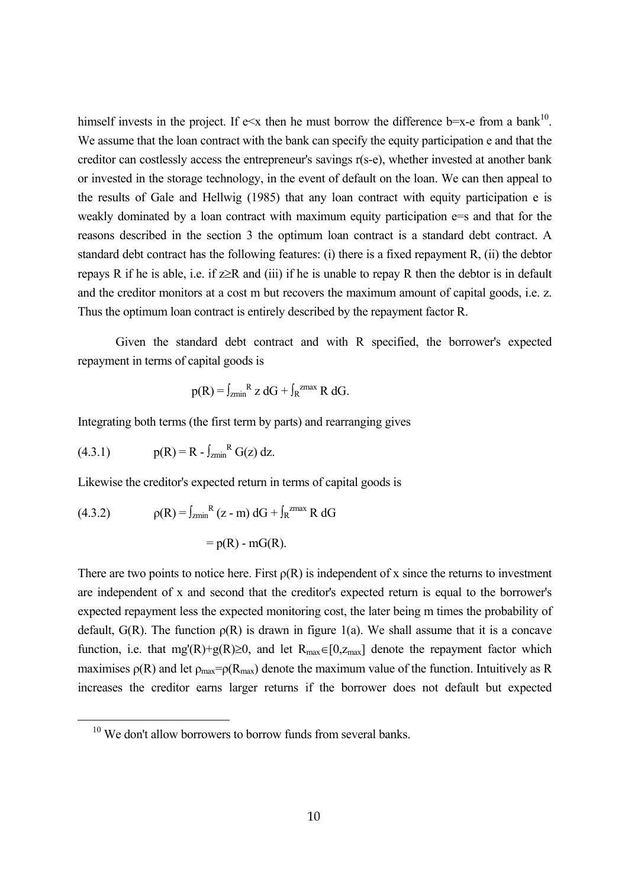himself invests in the project. If $e<x$ then he must borrow the difference $b=x-e$ from a bank[10]. We assume that the loan contract with the bank can specify the equity participation e and that the creditor can costlessly access the entrepreneur's savings $r(s-e)$, whether invested at another bank or invested in the storage technology, in the event of default on the loan. We can then appeal to the results of Gale and Hellwig (1985) that any loan contract with equity participation e is weakly dominated by a loan contract with maximum equity participation $e=s$ and that for the reasons described in the section 3 the optimum loan contract is a standard debt contract. A standard debt contract has the following features: (i) there is a fixed repayment R, (ii) the debtor repays R if he is able, i.e. if $z \geq R$ and (iii) if he is unable to repay R then the debtor is in default and the creditor monitors at a cost m but recovers the maximum amount of capital goods, i.e. z. Thus the optimum loan contract is entirely described by the repayment factor R.

Given the standard debt contract and with R specified, the borrower's expected repayment in terms of capital goods is

$$p(R) = \int_{z_{min}}^{R} z \, dG + \int_{R}^{z_{max}} R \, dG.$$

Integrating both terms (the first term by parts) and rearranging gives

$$p(R) = R - \int_{z_{min}}^{R} G(z) \, dz. \tag{4.3.1}$$

Likewise the creditor's expected return in terms of capital goods is

$$\rho(R) = \int_{z_{min}}^{R} (z - m) \, dG + \int_{R}^{z_{max}} R \, dG \tag{4.3.2}$$

$$= p(R) - mG(R).$$

There are two points to notice here. First $\rho(R)$ is independent of x since the returns to investment are independent of x and second that the creditor's expected return is equal to the borrower's expected repayment less the expected monitoring cost, the later being m times the probability of default, $G(R)$. The function $\rho(R)$ is drawn in figure 1(a). We shall assume that it is a concave function, i.e. that $mg'(R)+g(R) \geq 0$, and let $R_{max} \in [0, z_{max}]$ denote the repayment factor which maximises $\rho(R)$ and let $\rho_{max} = \rho(R_{max})$ denote the maximum value of the function. Intuitively as R increases the creditor earns larger returns if the borrower does not default but expected

[10] We don't allow borrowers to borrow funds from several banks.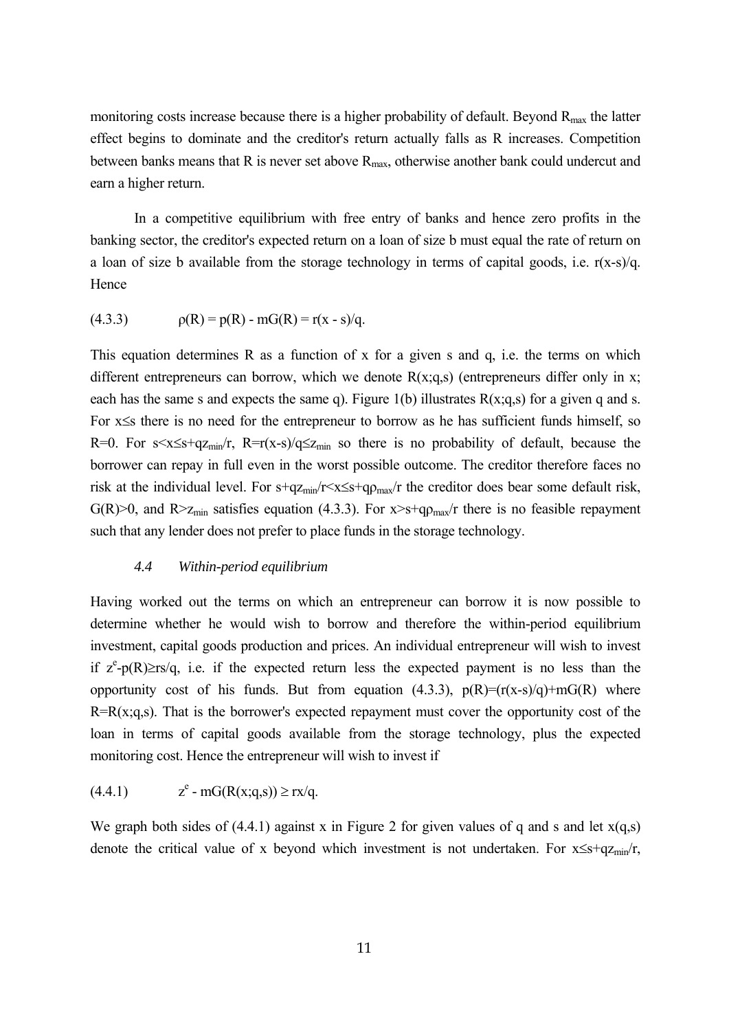monitoring costs increase because there is a higher probability of default. Beyond $R_{max}$ the latter effect begins to dominate and the creditor's return actually falls as R increases. Competition between banks means that R is never set above $R_{max}$, otherwise another bank could undercut and earn a higher return.

In a competitive equilibrium with free entry of banks and hence zero profits in the banking sector, the creditor's expected return on a loan of size b must equal the rate of return on a loan of size b available from the storage technology in terms of capital goods, i.e. $r(x-s)/q$. Hence

$$\text{(4.3.3)} \qquad \rho(R) = p(R) - mG(R) = r(x - s)/q.$$

This equation determines R as a function of x for a given s and q, i.e. the terms on which different entrepreneurs can borrow, which we denote $R(x;q,s)$ (entrepreneurs differ only in x; each has the same s and expects the same q). Figure 1(b) illustrates $R(x;q,s)$ for a given q and s. For $x \leq s$ there is no need for the entrepreneur to borrow as he has sufficient funds himself, so $R=0$. For $s<x\leq s+qz_{min}/r$, $R=r(x-s)/q\leq z_{min}$ so there is no probability of default, because the borrower can repay in full even in the worst possible outcome. The creditor therefore faces no risk at the individual level. For $s+qz_{min}/r<x\leq s+q\rho_{max}/r$ the creditor does bear some default risk, $G(R)>0$, and $R>z_{min}$ satisfies equation (4.3.3). For $x>s+q\rho_{max}/r$ there is no feasible repayment such that any lender does not prefer to place funds in the storage technology.

### 4.4 *Within-period equilibrium*

Having worked out the terms on which an entrepreneur can borrow it is now possible to determine whether he would wish to borrow and therefore the within-period equilibrium investment, capital goods production and prices. An individual entrepreneur will wish to invest if $z^e-p(R)\geq rs/q$, i.e. if the expected return less the expected payment is no less than the opportunity cost of his funds. But from equation (4.3.3), $p(R)=(r(x-s)/q)+mG(R)$ where $R=R(x;q,s)$. That is the borrower's expected repayment must cover the opportunity cost of the loan in terms of capital goods available from the storage technology, plus the expected monitoring cost. Hence the entrepreneur will wish to invest if

$$\text{(4.4.1)} \qquad z^e - mG(R(x;q,s)) \geq rx/q.$$

We graph both sides of (4.4.1) against x in Figure 2 for given values of q and s and let $x(q,s)$ denote the critical value of x beyond which investment is not undertaken. For $x\leq s+qz_{min}/r$,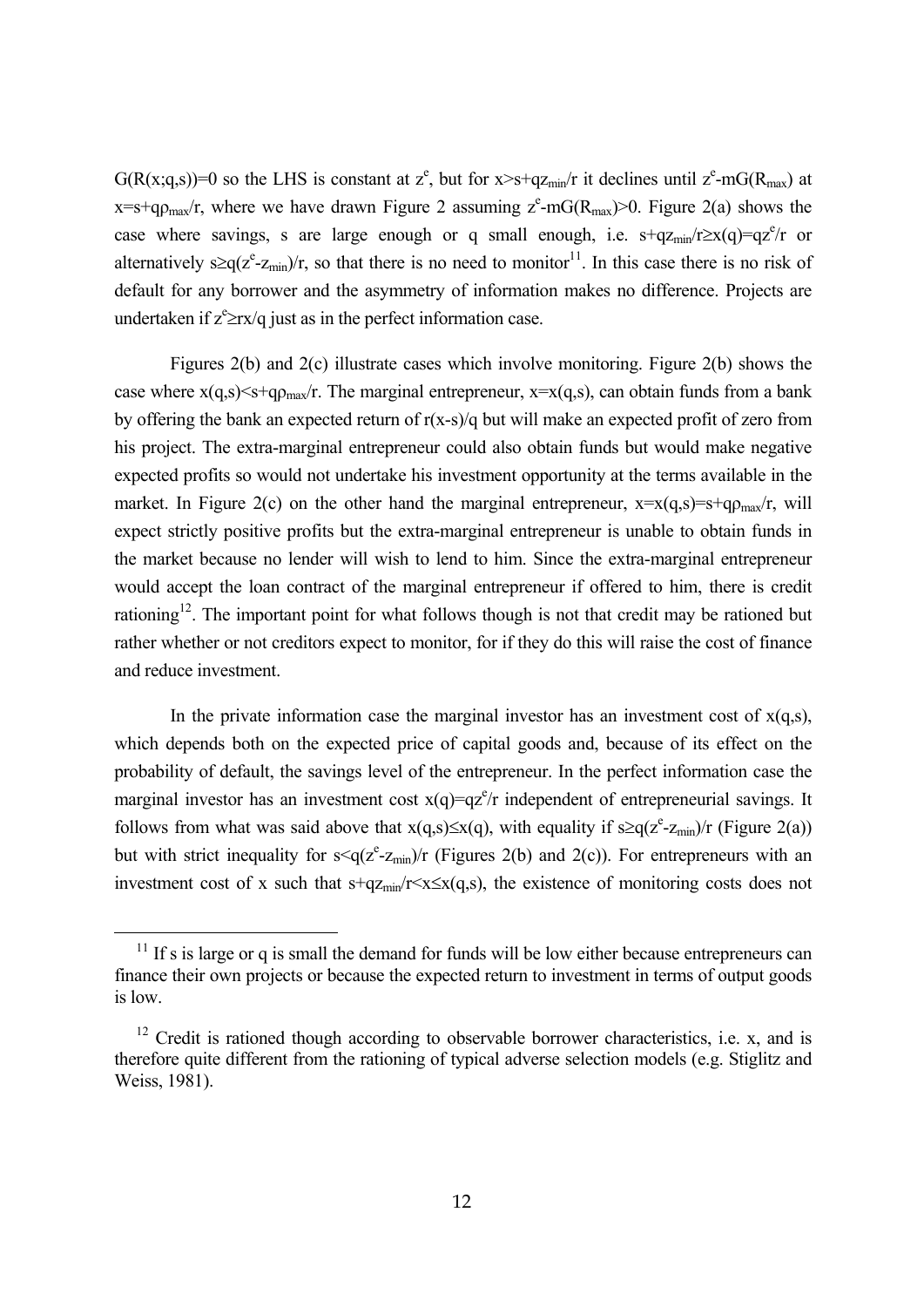$G(R(x;q,s))=0$ so the LHS is constant at $z^e$, but for $x>s+qz_{min}/r$ it declines until $z^e$-$mG(R_{max})$ at $x=s+q\rho_{max}/r$, where we have drawn Figure 2 assuming $z^e$-$mG(R_{max})>0$. Figure 2(a) shows the case where savings, s are large enough or q small enough, i.e. $s+qz_{min}/r\geq x(q)=qz^e/r$ or alternatively $s\geq q(z^e$-$z_{min})/r$, so that there is no need to monitor[11]. In this case there is no risk of default for any borrower and the asymmetry of information makes no difference. Projects are undertaken if $z^e\geq rx/q$ just as in the perfect information case.

Figures 2(b) and 2(c) illustrate cases which involve monitoring. Figure 2(b) shows the case where $x(q,s)<s+q\rho_{max}/r$. The marginal entrepreneur, $x=x(q,s)$, can obtain funds from a bank by offering the bank an expected return of $r(x$-$s)/q$ but will make an expected profit of zero from his project. The extra-marginal entrepreneur could also obtain funds but would make negative expected profits so would not undertake his investment opportunity at the terms available in the market. In Figure 2(c) on the other hand the marginal entrepreneur, $x=x(q,s)=s+q\rho_{max}/r$, will expect strictly positive profits but the extra-marginal entrepreneur is unable to obtain funds in the market because no lender will wish to lend to him. Since the extra-marginal entrepreneur would accept the loan contract of the marginal entrepreneur if offered to him, there is credit rationing[12]. The important point for what follows though is not that credit may be rationed but rather whether or not creditors expect to monitor, for if they do this will raise the cost of finance and reduce investment.

In the private information case the marginal investor has an investment cost of $x(q,s)$, which depends both on the expected price of capital goods and, because of its effect on the probability of default, the savings level of the entrepreneur. In the perfect information case the marginal investor has an investment cost $x(q)=qz^e/r$ independent of entrepreneurial savings. It follows from what was said above that $x(q,s)\leq x(q)$, with equality if $s\geq q(z^e$-$z_{min})/r$ (Figure 2(a)) but with strict inequality for $s<q(z^e$-$z_{min})/r$ (Figures 2(b) and 2(c)). For entrepreneurs with an investment cost of x such that $s+qz_{min}/r<x\leq x(q,s)$, the existence of monitoring costs does not

---

[11] If s is large or q is small the demand for funds will be low either because entrepreneurs can finance their own projects or because the expected return to investment in terms of output goods is low.

[12] Credit is rationed though according to observable borrower characteristics, i.e. x, and is therefore quite different from the rationing of typical adverse selection models (e.g. Stiglitz and Weiss, 1981).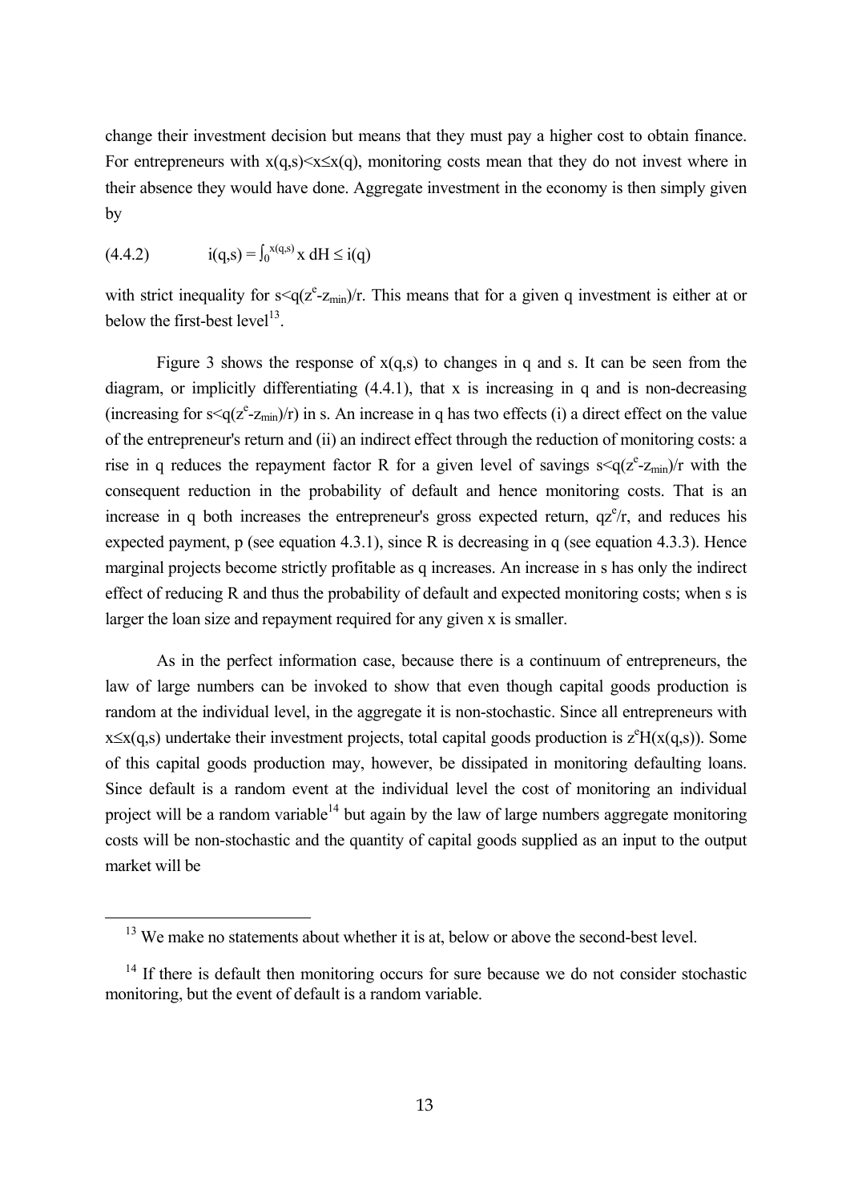change their investment decision but means that they must pay a higher cost to obtain finance. For entrepreneurs with $x(q,s)<x\leq x(q)$, monitoring costs mean that they do not invest where in their absence they would have done. Aggregate investment in the economy is then simply given by

$$(4.4.2) \qquad i(q,s) = \int_0^{x(q,s)} x \, dH \leq i(q)$$

with strict inequality for $s<q(z^e-z_{min})/r$. This means that for a given q investment is either at or below the first-best level[13].

Figure 3 shows the response of $x(q,s)$ to changes in q and s. It can be seen from the diagram, or implicitly differentiating (4.4.1), that x is increasing in q and is non-decreasing (increasing for $s<q(z^e-z_{min})/r$) in s. An increase in q has two effects (i) a direct effect on the value of the entrepreneur's return and (ii) an indirect effect through the reduction of monitoring costs: a rise in q reduces the repayment factor R for a given level of savings $s<q(z^e-z_{min})/r$ with the consequent reduction in the probability of default and hence monitoring costs. That is an increase in q both increases the entrepreneur's gross expected return, $qz^e/r$, and reduces his expected payment, p (see equation 4.3.1), since R is decreasing in q (see equation 4.3.3). Hence marginal projects become strictly profitable as q increases. An increase in s has only the indirect effect of reducing R and thus the probability of default and expected monitoring costs; when s is larger the loan size and repayment required for any given x is smaller.

As in the perfect information case, because there is a continuum of entrepreneurs, the law of large numbers can be invoked to show that even though capital goods production is random at the individual level, in the aggregate it is non-stochastic. Since all entrepreneurs with $x\leq x(q,s)$ undertake their investment projects, total capital goods production is $z^eH(x(q,s))$. Some of this capital goods production may, however, be dissipated in monitoring defaulting loans. Since default is a random event at the individual level the cost of monitoring an individual project will be a random variable[14] but again by the law of large numbers aggregate monitoring costs will be non-stochastic and the quantity of capital goods supplied as an input to the output market will be

---

[13] We make no statements about whether it is at, below or above the second-best level.

[14] If there is default then monitoring occurs for sure because we do not consider stochastic monitoring, but the event of default is a random variable.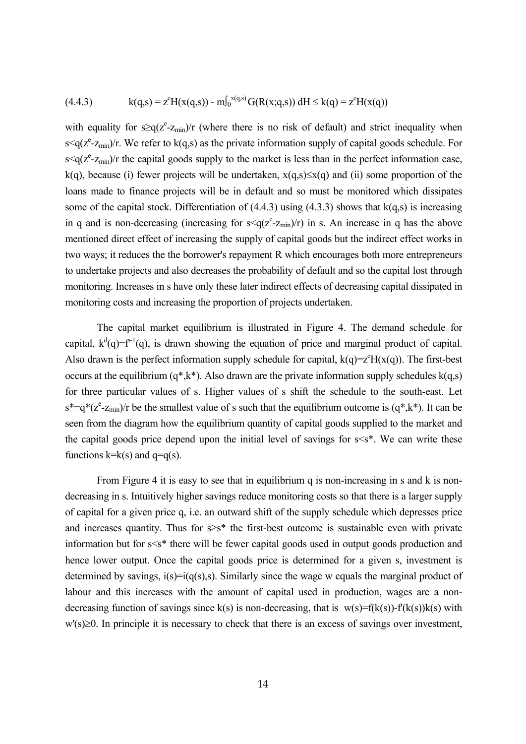$$(4.4.3) \qquad k(q,s) = z^e H(x(q,s)) - m\int_0^{x(q,s)} G(R(x;q,s))\, dH \le k(q) = z^e H(x(q))$$

with equality for $s \ge q(z^e - z_{min})/r$ (where there is no risk of default) and strict inequality when $s < q(z^e - z_{min})/r$. We refer to $k(q,s)$ as the private information supply of capital goods schedule. For $s < q(z^e - z_{min})/r$ the capital goods supply to the market is less than in the perfect information case, $k(q)$, because (i) fewer projects will be undertaken, $x(q,s) \le x(q)$ and (ii) some proportion of the loans made to finance projects will be in default and so must be monitored which dissipates some of the capital stock. Differentiation of (4.4.3) using (4.3.3) shows that $k(q,s)$ is increasing in q and is non-decreasing (increasing for $s < q(z^e - z_{min})/r$) in s. An increase in q has the above mentioned direct effect of increasing the supply of capital goods but the indirect effect works in two ways; it reduces the the borrower's repayment R which encourages both more entrepreneurs to undertake projects and also decreases the probability of default and so the capital lost through monitoring. Increases in s have only these later indirect effects of decreasing capital dissipated in monitoring costs and increasing the proportion of projects undertaken.

The capital market equilibrium is illustrated in Figure 4. The demand schedule for capital, $k^d(q) = f'^{-1}(q)$, is drawn showing the equation of price and marginal product of capital. Also drawn is the perfect information supply schedule for capital, $k(q) = z^e H(x(q))$. The first-best occurs at the equilibrium $(q^*, k^*)$. Also drawn are the private information supply schedules $k(q,s)$ for three particular values of s. Higher values of s shift the schedule to the south-east. Let $s^* = q^*(z^e - z_{min})/r$ be the smallest value of s such that the equilibrium outcome is $(q^*, k^*)$. It can be seen from the diagram how the equilibrium quantity of capital goods supplied to the market and the capital goods price depend upon the initial level of savings for $s < s^*$. We can write these functions $k = k(s)$ and $q = q(s)$.

From Figure 4 it is easy to see that in equilibrium q is non-increasing in s and k is non-decreasing in s. Intuitively higher savings reduce monitoring costs so that there is a larger supply of capital for a given price q, i.e. an outward shift of the supply schedule which depresses price and increases quantity. Thus for $s \ge s^*$ the first-best outcome is sustainable even with private information but for $s < s^*$ there will be fewer capital goods used in output goods production and hence lower output. Once the capital goods price is determined for a given s, investment is determined by savings, $i(s) = i(q(s), s)$. Similarly since the wage w equals the marginal product of labour and this increases with the amount of capital used in production, wages are a non-decreasing function of savings since $k(s)$ is non-decreasing, that is $w(s) = f(k(s)) - f'(k(s))k(s)$ with $w'(s) \ge 0$. In principle it is necessary to check that there is an excess of savings over investment,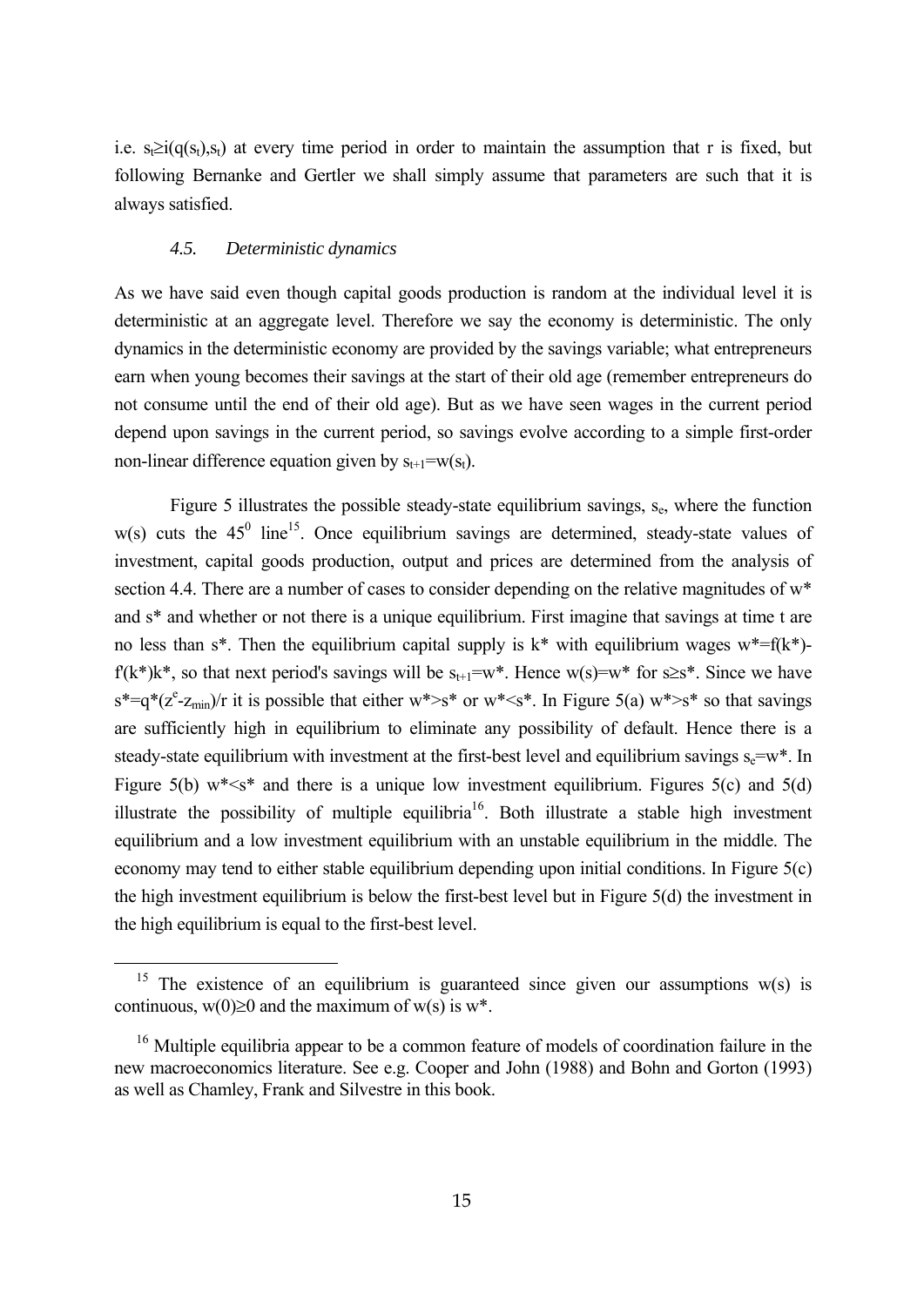i.e. $s_t \geq i(q(s_t),s_t)$ at every time period in order to maintain the assumption that r is fixed, but following Bernanke and Gertler we shall simply assume that parameters are such that it is always satisfied.

### *4.5. Deterministic dynamics*

As we have said even though capital goods production is random at the individual level it is deterministic at an aggregate level. Therefore we say the economy is deterministic. The only dynamics in the deterministic economy are provided by the savings variable; what entrepreneurs earn when young becomes their savings at the start of their old age (remember entrepreneurs do not consume until the end of their old age). But as we have seen wages in the current period depend upon savings in the current period, so savings evolve according to a simple first-order non-linear difference equation given by $s_{t+1}=w(s_t)$.

Figure 5 illustrates the possible steady-state equilibrium savings, $s_e$, where the function $w(s)$ cuts the $45^0$ line[15]. Once equilibrium savings are determined, steady-state values of investment, capital goods production, output and prices are determined from the analysis of section 4.4. There are a number of cases to consider depending on the relative magnitudes of $w^*$ and $s^*$ and whether or not there is a unique equilibrium. First imagine that savings at time t are no less than $s^*$. Then the equilibrium capital supply is $k^*$ with equilibrium wages $w^*=f(k^*)-f'(k^*)k^*$, so that next period's savings will be $s_{t+1}=w^*$. Hence $w(s)=w^*$ for $s \geq s^*$. Since we have $s^*=q^*(z^e-z_{min})/r$ it is possible that either $w^*>s^*$ or $w^*<s^*$. In Figure 5(a) $w^*>s^*$ so that savings are sufficiently high in equilibrium to eliminate any possibility of default. Hence there is a steady-state equilibrium with investment at the first-best level and equilibrium savings $s_e=w^*$. In Figure 5(b) $w^*<s^*$ and there is a unique low investment equilibrium. Figures 5(c) and 5(d) illustrate the possibility of multiple equilibria[16]. Both illustrate a stable high investment equilibrium and a low investment equilibrium with an unstable equilibrium in the middle. The economy may tend to either stable equilibrium depending upon initial conditions. In Figure 5(c) the high investment equilibrium is below the first-best level but in Figure 5(d) the investment in the high equilibrium is equal to the first-best level.

---

[15] The existence of an equilibrium is guaranteed since given our assumptions $w(s)$ is continuous, $w(0) \geq 0$ and the maximum of $w(s)$ is $w^*$.

[16] Multiple equilibria appear to be a common feature of models of coordination failure in the new macroeconomics literature. See e.g. Cooper and John (1988) and Bohn and Gorton (1993) as well as Chamley, Frank and Silvestre in this book.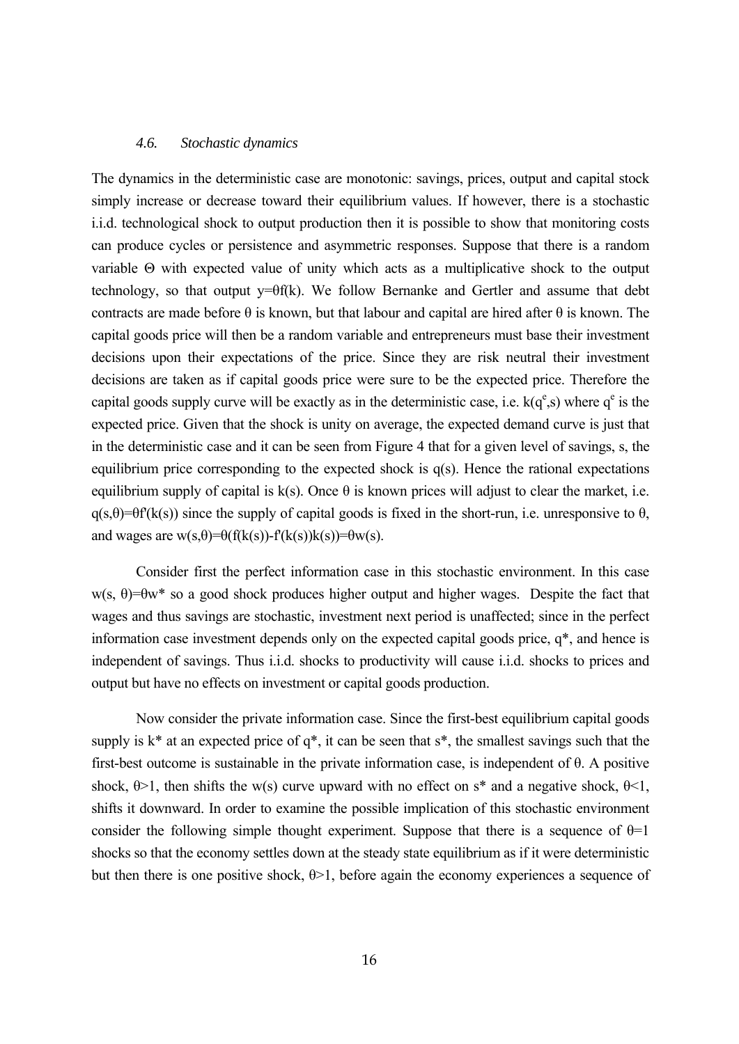### *4.6. Stochastic dynamics*

The dynamics in the deterministic case are monotonic: savings, prices, output and capital stock simply increase or decrease toward their equilibrium values. If however, there is a stochastic i.i.d. technological shock to output production then it is possible to show that monitoring costs can produce cycles or persistence and asymmetric responses. Suppose that there is a random variable $\Theta$ with expected value of unity which acts as a multiplicative shock to the output technology, so that output $y=\theta f(k)$. We follow Bernanke and Gertler and assume that debt contracts are made before $\theta$ is known, but that labour and capital are hired after $\theta$ is known. The capital goods price will then be a random variable and entrepreneurs must base their investment decisions upon their expectations of the price. Since they are risk neutral their investment decisions are taken as if capital goods price were sure to be the expected price. Therefore the capital goods supply curve will be exactly as in the deterministic case, i.e. $k(q^e,s)$ where $q^e$ is the expected price. Given that the shock is unity on average, the expected demand curve is just that in the deterministic case and it can be seen from Figure 4 that for a given level of savings, s, the equilibrium price corresponding to the expected shock is $q(s)$. Hence the rational expectations equilibrium supply of capital is $k(s)$. Once $\theta$ is known prices will adjust to clear the market, i.e. $q(s,\theta)=\theta f'(k(s))$ since the supply of capital goods is fixed in the short-run, i.e. unresponsive to $\theta$, and wages are $w(s,\theta)=\theta(f(k(s))-f'(k(s))k(s))=\theta w(s)$.

Consider first the perfect information case in this stochastic environment. In this case $w(s,\theta)=\theta w^*$ so a good shock produces higher output and higher wages. Despite the fact that wages and thus savings are stochastic, investment next period is unaffected; since in the perfect information case investment depends only on the expected capital goods price, $q^*$, and hence is independent of savings. Thus i.i.d. shocks to productivity will cause i.i.d. shocks to prices and output but have no effects on investment or capital goods production.

Now consider the private information case. Since the first-best equilibrium capital goods supply is $k^*$ at an expected price of $q^*$, it can be seen that $s^*$, the smallest savings such that the first-best outcome is sustainable in the private information case, is independent of $\theta$. A positive shock, $\theta>1$, then shifts the $w(s)$ curve upward with no effect on $s^*$ and a negative shock, $\theta<1$, shifts it downward. In order to examine the possible implication of this stochastic environment consider the following simple thought experiment. Suppose that there is a sequence of $\theta=1$ shocks so that the economy settles down at the steady state equilibrium as if it were deterministic but then there is one positive shock, $\theta>1$, before again the economy experiences a sequence of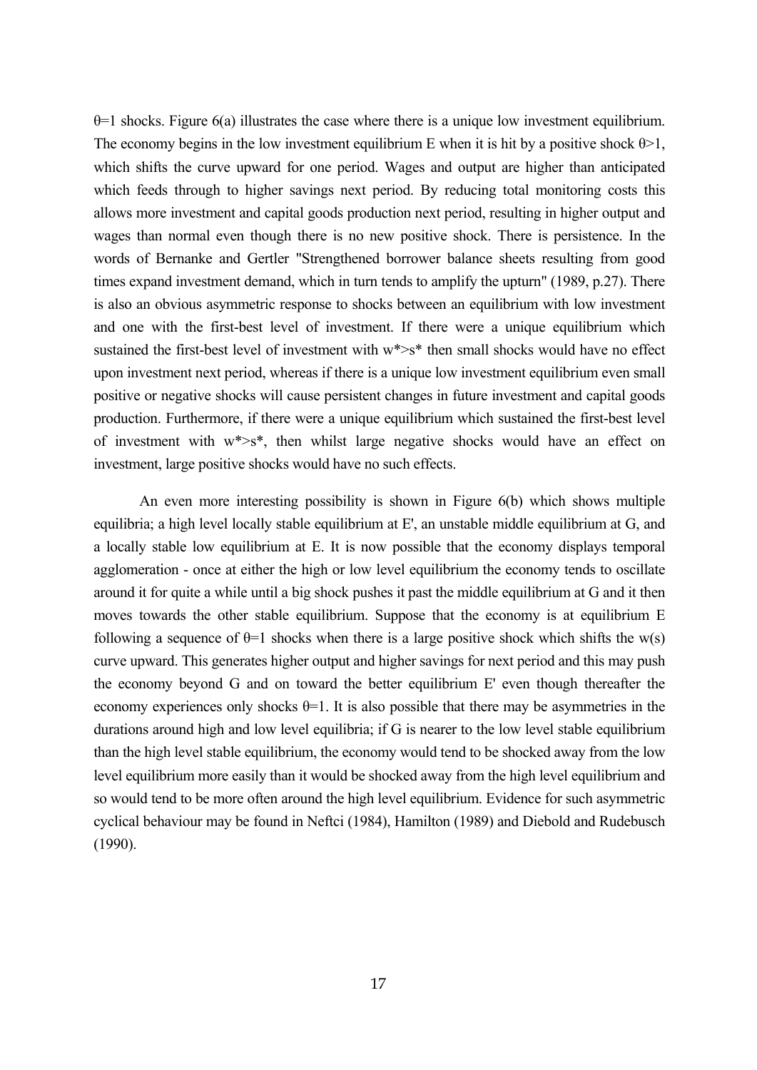$\theta$=1 shocks. Figure 6(a) illustrates the case where there is a unique low investment equilibrium. The economy begins in the low investment equilibrium E when it is hit by a positive shock $\theta$>1, which shifts the curve upward for one period. Wages and output are higher than anticipated which feeds through to higher savings next period. By reducing total monitoring costs this allows more investment and capital goods production next period, resulting in higher output and wages than normal even though there is no new positive shock. There is persistence. In the words of Bernanke and Gertler "Strengthened borrower balance sheets resulting from good times expand investment demand, which in turn tends to amplify the upturn" (1989, p.27). There is also an obvious asymmetric response to shocks between an equilibrium with low investment and one with the first-best level of investment. If there were a unique equilibrium which sustained the first-best level of investment with $w^*>s^*$ then small shocks would have no effect upon investment next period, whereas if there is a unique low investment equilibrium even small positive or negative shocks will cause persistent changes in future investment and capital goods production. Furthermore, if there were a unique equilibrium which sustained the first-best level of investment with $w^*>s^*$, then whilst large negative shocks would have an effect on investment, large positive shocks would have no such effects.

An even more interesting possibility is shown in Figure 6(b) which shows multiple equilibria; a high level locally stable equilibrium at E', an unstable middle equilibrium at G, and a locally stable low equilibrium at E. It is now possible that the economy displays temporal agglomeration - once at either the high or low level equilibrium the economy tends to oscillate around it for quite a while until a big shock pushes it past the middle equilibrium at G and it then moves towards the other stable equilibrium. Suppose that the economy is at equilibrium E following a sequence of $\theta$=1 shocks when there is a large positive shock which shifts the w(s) curve upward. This generates higher output and higher savings for next period and this may push the economy beyond G and on toward the better equilibrium E' even though thereafter the economy experiences only shocks $\theta$=1. It is also possible that there may be asymmetries in the durations around high and low level equilibria; if G is nearer to the low level stable equilibrium than the high level stable equilibrium, the economy would tend to be shocked away from the low level equilibrium more easily than it would be shocked away from the high level equilibrium and so would tend to be more often around the high level equilibrium. Evidence for such asymmetric cyclical behaviour may be found in Neftci (1984), Hamilton (1989) and Diebold and Rudebusch (1990).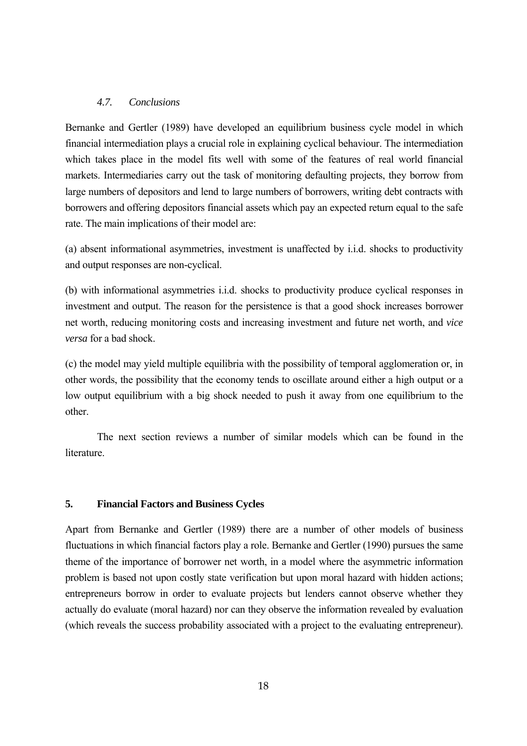### *4.7. Conclusions*

Bernanke and Gertler (1989) have developed an equilibrium business cycle model in which financial intermediation plays a crucial role in explaining cyclical behaviour. The intermediation which takes place in the model fits well with some of the features of real world financial markets. Intermediaries carry out the task of monitoring defaulting projects, they borrow from large numbers of depositors and lend to large numbers of borrowers, writing debt contracts with borrowers and offering depositors financial assets which pay an expected return equal to the safe rate. The main implications of their model are:

(a) absent informational asymmetries, investment is unaffected by i.i.d. shocks to productivity and output responses are non-cyclical.

(b) with informational asymmetries i.i.d. shocks to productivity produce cyclical responses in investment and output. The reason for the persistence is that a good shock increases borrower net worth, reducing monitoring costs and increasing investment and future net worth, and *vice versa* for a bad shock.

(c) the model may yield multiple equilibria with the possibility of temporal agglomeration or, in other words, the possibility that the economy tends to oscillate around either a high output or a low output equilibrium with a big shock needed to push it away from one equilibrium to the other.

The next section reviews a number of similar models which can be found in the literature.

## 5. Financial Factors and Business Cycles

Apart from Bernanke and Gertler (1989) there are a number of other models of business fluctuations in which financial factors play a role. Bernanke and Gertler (1990) pursues the same theme of the importance of borrower net worth, in a model where the asymmetric information problem is based not upon costly state verification but upon moral hazard with hidden actions; entrepreneurs borrow in order to evaluate projects but lenders cannot observe whether they actually do evaluate (moral hazard) nor can they observe the information revealed by evaluation (which reveals the success probability associated with a project to the evaluating entrepreneur).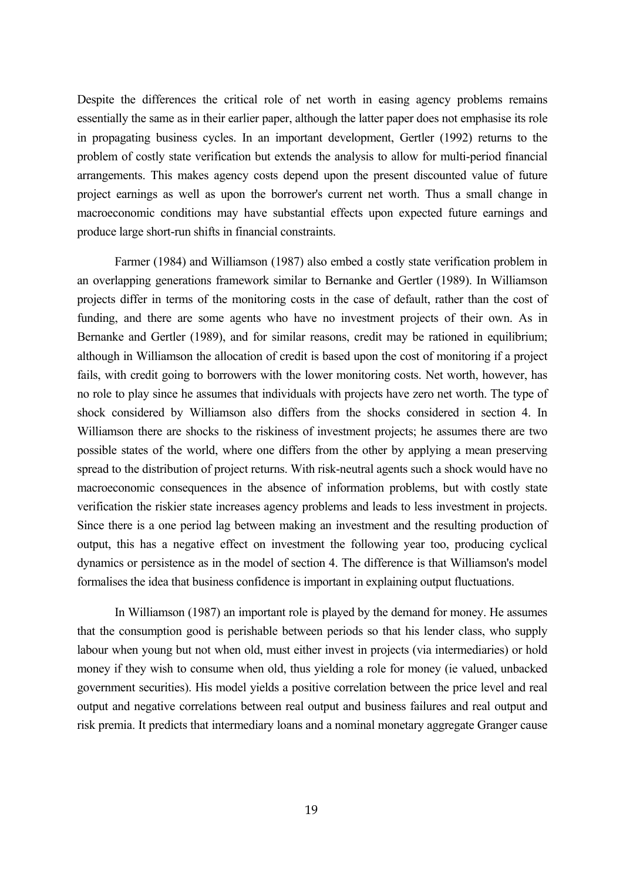Despite the differences the critical role of net worth in easing agency problems remains essentially the same as in their earlier paper, although the latter paper does not emphasise its role in propagating business cycles. In an important development, Gertler (1992) returns to the problem of costly state verification but extends the analysis to allow for multi-period financial arrangements. This makes agency costs depend upon the present discounted value of future project earnings as well as upon the borrower's current net worth. Thus a small change in macroeconomic conditions may have substantial effects upon expected future earnings and produce large short-run shifts in financial constraints.

Farmer (1984) and Williamson (1987) also embed a costly state verification problem in an overlapping generations framework similar to Bernanke and Gertler (1989). In Williamson projects differ in terms of the monitoring costs in the case of default, rather than the cost of funding, and there are some agents who have no investment projects of their own. As in Bernanke and Gertler (1989), and for similar reasons, credit may be rationed in equilibrium; although in Williamson the allocation of credit is based upon the cost of monitoring if a project fails, with credit going to borrowers with the lower monitoring costs. Net worth, however, has no role to play since he assumes that individuals with projects have zero net worth. The type of shock considered by Williamson also differs from the shocks considered in section 4. In Williamson there are shocks to the riskiness of investment projects; he assumes there are two possible states of the world, where one differs from the other by applying a mean preserving spread to the distribution of project returns. With risk-neutral agents such a shock would have no macroeconomic consequences in the absence of information problems, but with costly state verification the riskier state increases agency problems and leads to less investment in projects. Since there is a one period lag between making an investment and the resulting production of output, this has a negative effect on investment the following year too, producing cyclical dynamics or persistence as in the model of section 4. The difference is that Williamson's model formalises the idea that business confidence is important in explaining output fluctuations.

In Williamson (1987) an important role is played by the demand for money. He assumes that the consumption good is perishable between periods so that his lender class, who supply labour when young but not when old, must either invest in projects (via intermediaries) or hold money if they wish to consume when old, thus yielding a role for money (ie valued, unbacked government securities). His model yields a positive correlation between the price level and real output and negative correlations between real output and business failures and real output and risk premia. It predicts that intermediary loans and a nominal monetary aggregate Granger cause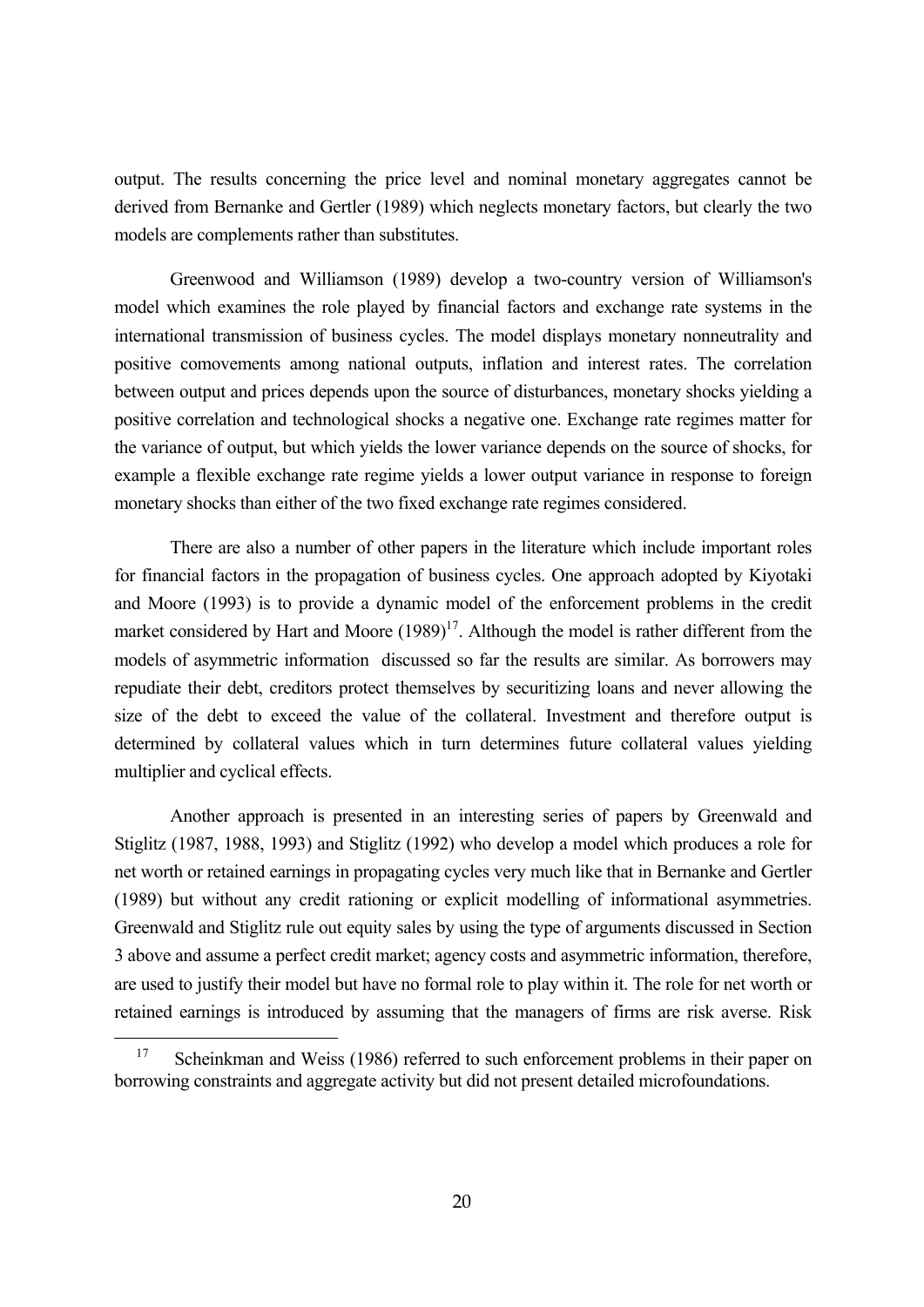output. The results concerning the price level and nominal monetary aggregates cannot be derived from Bernanke and Gertler (1989) which neglects monetary factors, but clearly the two models are complements rather than substitutes.

Greenwood and Williamson (1989) develop a two-country version of Williamson's model which examines the role played by financial factors and exchange rate systems in the international transmission of business cycles. The model displays monetary nonneutrality and positive comovements among national outputs, inflation and interest rates. The correlation between output and prices depends upon the source of disturbances, monetary shocks yielding a positive correlation and technological shocks a negative one. Exchange rate regimes matter for the variance of output, but which yields the lower variance depends on the source of shocks, for example a flexible exchange rate regime yields a lower output variance in response to foreign monetary shocks than either of the two fixed exchange rate regimes considered.

There are also a number of other papers in the literature which include important roles for financial factors in the propagation of business cycles. One approach adopted by Kiyotaki and Moore (1993) is to provide a dynamic model of the enforcement problems in the credit market considered by Hart and Moore (1989)[17]. Although the model is rather different from the models of asymmetric information discussed so far the results are similar. As borrowers may repudiate their debt, creditors protect themselves by securitizing loans and never allowing the size of the debt to exceed the value of the collateral. Investment and therefore output is determined by collateral values which in turn determines future collateral values yielding multiplier and cyclical effects.

Another approach is presented in an interesting series of papers by Greenwald and Stiglitz (1987, 1988, 1993) and Stiglitz (1992) who develop a model which produces a role for net worth or retained earnings in propagating cycles very much like that in Bernanke and Gertler (1989) but without any credit rationing or explicit modelling of informational asymmetries. Greenwald and Stiglitz rule out equity sales by using the type of arguments discussed in Section 3 above and assume a perfect credit market; agency costs and asymmetric information, therefore, are used to justify their model but have no formal role to play within it. The role for net worth or retained earnings is introduced by assuming that the managers of firms are risk averse. Risk

---

[17] Scheinkman and Weiss (1986) referred to such enforcement problems in their paper on borrowing constraints and aggregate activity but did not present detailed microfoundations.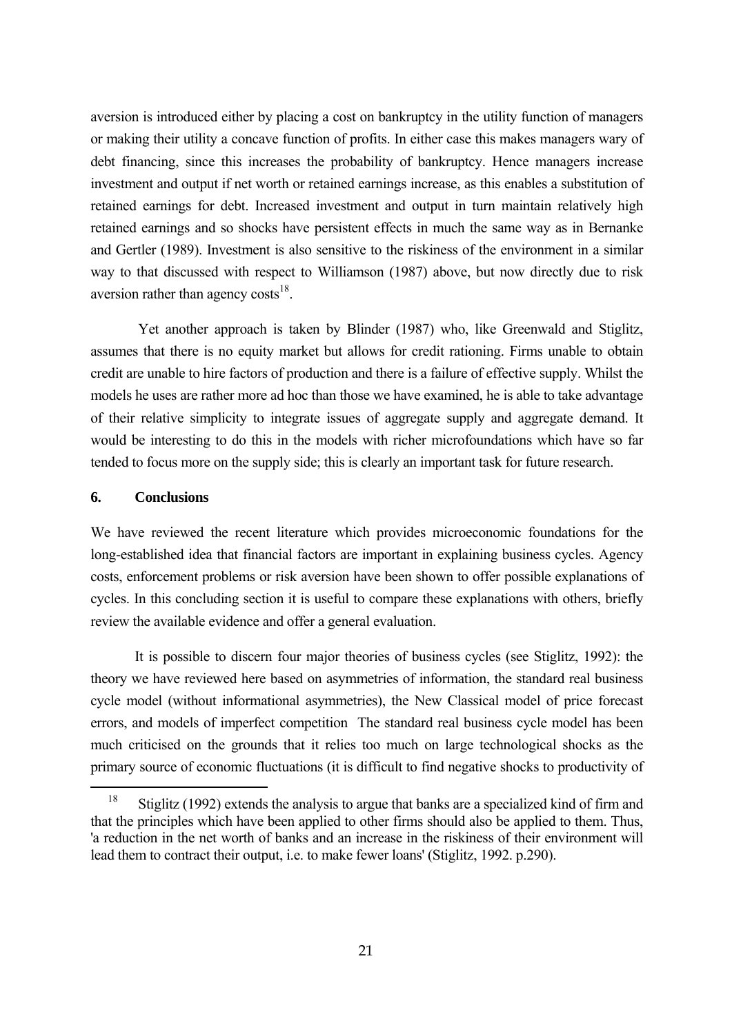aversion is introduced either by placing a cost on bankruptcy in the utility function of managers or making their utility a concave function of profits. In either case this makes managers wary of debt financing, since this increases the probability of bankruptcy. Hence managers increase investment and output if net worth or retained earnings increase, as this enables a substitution of retained earnings for debt. Increased investment and output in turn maintain relatively high retained earnings and so shocks have persistent effects in much the same way as in Bernanke and Gertler (1989). Investment is also sensitive to the riskiness of the environment in a similar way to that discussed with respect to Williamson (1987) above, but now directly due to risk aversion rather than agency costs[18].

Yet another approach is taken by Blinder (1987) who, like Greenwald and Stiglitz, assumes that there is no equity market but allows for credit rationing. Firms unable to obtain credit are unable to hire factors of production and there is a failure of effective supply. Whilst the models he uses are rather more ad hoc than those we have examined, he is able to take advantage of their relative simplicity to integrate issues of aggregate supply and aggregate demand. It would be interesting to do this in the models with richer microfoundations which have so far tended to focus more on the supply side; this is clearly an important task for future research.

## 6. Conclusions

We have reviewed the recent literature which provides microeconomic foundations for the long-established idea that financial factors are important in explaining business cycles. Agency costs, enforcement problems or risk aversion have been shown to offer possible explanations of cycles. In this concluding section it is useful to compare these explanations with others, briefly review the available evidence and offer a general evaluation.

It is possible to discern four major theories of business cycles (see Stiglitz, 1992): the theory we have reviewed here based on asymmetries of information, the standard real business cycle model (without informational asymmetries), the New Classical model of price forecast errors, and models of imperfect competition The standard real business cycle model has been much criticised on the grounds that it relies too much on large technological shocks as the primary source of economic fluctuations (it is difficult to find negative shocks to productivity of

---

[18] Stiglitz (1992) extends the analysis to argue that banks are a specialized kind of firm and that the principles which have been applied to other firms should also be applied to them. Thus, 'a reduction in the net worth of banks and an increase in the riskiness of their environment will lead them to contract their output, i.e. to make fewer loans' (Stiglitz, 1992. p.290).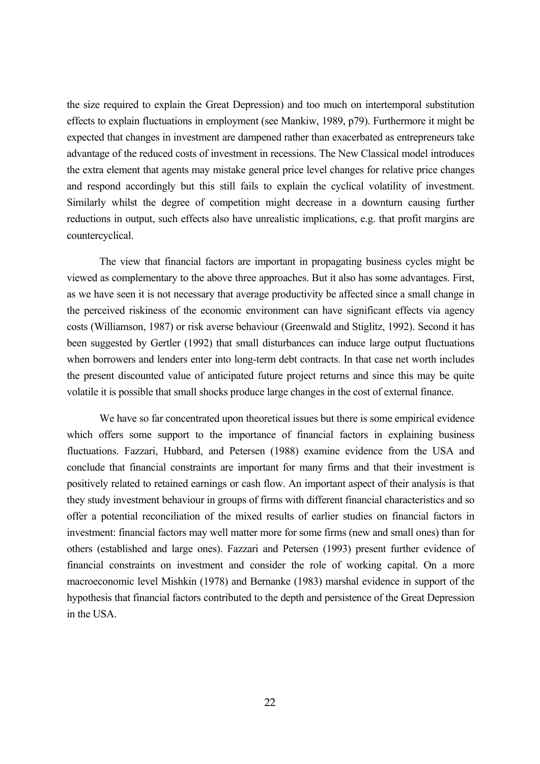the size required to explain the Great Depression) and too much on intertemporal substitution effects to explain fluctuations in employment (see Mankiw, 1989, p79). Furthermore it might be expected that changes in investment are dampened rather than exacerbated as entrepreneurs take advantage of the reduced costs of investment in recessions. The New Classical model introduces the extra element that agents may mistake general price level changes for relative price changes and respond accordingly but this still fails to explain the cyclical volatility of investment. Similarly whilst the degree of competition might decrease in a downturn causing further reductions in output, such effects also have unrealistic implications, e.g. that profit margins are countercyclical.

The view that financial factors are important in propagating business cycles might be viewed as complementary to the above three approaches. But it also has some advantages. First, as we have seen it is not necessary that average productivity be affected since a small change in the perceived riskiness of the economic environment can have significant effects via agency costs (Williamson, 1987) or risk averse behaviour (Greenwald and Stiglitz, 1992). Second it has been suggested by Gertler (1992) that small disturbances can induce large output fluctuations when borrowers and lenders enter into long-term debt contracts. In that case net worth includes the present discounted value of anticipated future project returns and since this may be quite volatile it is possible that small shocks produce large changes in the cost of external finance.

We have so far concentrated upon theoretical issues but there is some empirical evidence which offers some support to the importance of financial factors in explaining business fluctuations. Fazzari, Hubbard, and Petersen (1988) examine evidence from the USA and conclude that financial constraints are important for many firms and that their investment is positively related to retained earnings or cash flow. An important aspect of their analysis is that they study investment behaviour in groups of firms with different financial characteristics and so offer a potential reconciliation of the mixed results of earlier studies on financial factors in investment: financial factors may well matter more for some firms (new and small ones) than for others (established and large ones). Fazzari and Petersen (1993) present further evidence of financial constraints on investment and consider the role of working capital. On a more macroeconomic level Mishkin (1978) and Bernanke (1983) marshal evidence in support of the hypothesis that financial factors contributed to the depth and persistence of the Great Depression in the USA.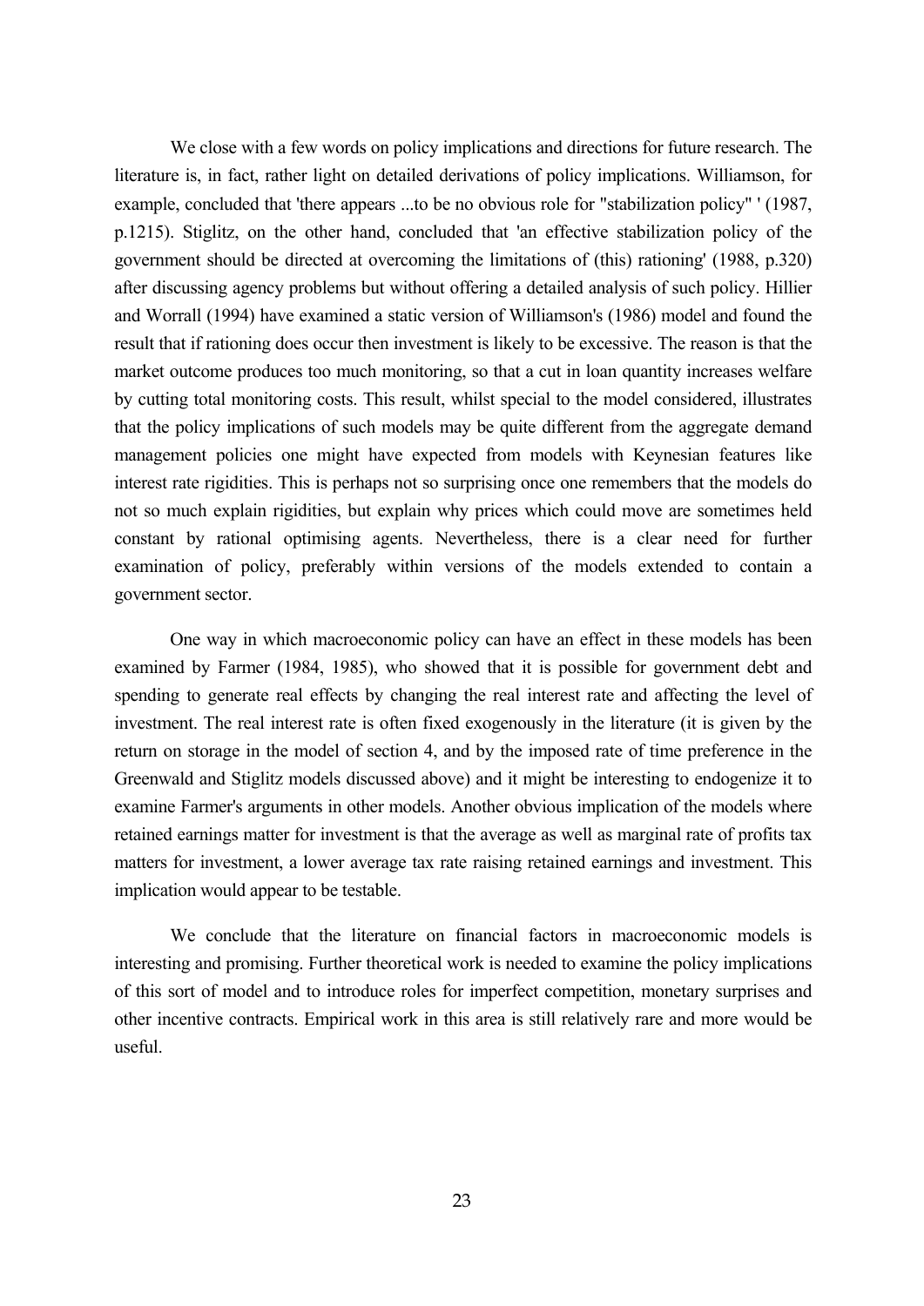We close with a few words on policy implications and directions for future research. The literature is, in fact, rather light on detailed derivations of policy implications. Williamson, for example, concluded that 'there appears ...to be no obvious role for "stabilization policy" ' (1987, p.1215). Stiglitz, on the other hand, concluded that 'an effective stabilization policy of the government should be directed at overcoming the limitations of (this) rationing' (1988, p.320) after discussing agency problems but without offering a detailed analysis of such policy. Hillier and Worrall (1994) have examined a static version of Williamson's (1986) model and found the result that if rationing does occur then investment is likely to be excessive. The reason is that the market outcome produces too much monitoring, so that a cut in loan quantity increases welfare by cutting total monitoring costs. This result, whilst special to the model considered, illustrates that the policy implications of such models may be quite different from the aggregate demand management policies one might have expected from models with Keynesian features like interest rate rigidities. This is perhaps not so surprising once one remembers that the models do not so much explain rigidities, but explain why prices which could move are sometimes held constant by rational optimising agents. Nevertheless, there is a clear need for further examination of policy, preferably within versions of the models extended to contain a government sector.

One way in which macroeconomic policy can have an effect in these models has been examined by Farmer (1984, 1985), who showed that it is possible for government debt and spending to generate real effects by changing the real interest rate and affecting the level of investment. The real interest rate is often fixed exogenously in the literature (it is given by the return on storage in the model of section 4, and by the imposed rate of time preference in the Greenwald and Stiglitz models discussed above) and it might be interesting to endogenize it to examine Farmer's arguments in other models. Another obvious implication of the models where retained earnings matter for investment is that the average as well as marginal rate of profits tax matters for investment, a lower average tax rate raising retained earnings and investment. This implication would appear to be testable.

We conclude that the literature on financial factors in macroeconomic models is interesting and promising. Further theoretical work is needed to examine the policy implications of this sort of model and to introduce roles for imperfect competition, monetary surprises and other incentive contracts. Empirical work in this area is still relatively rare and more would be useful.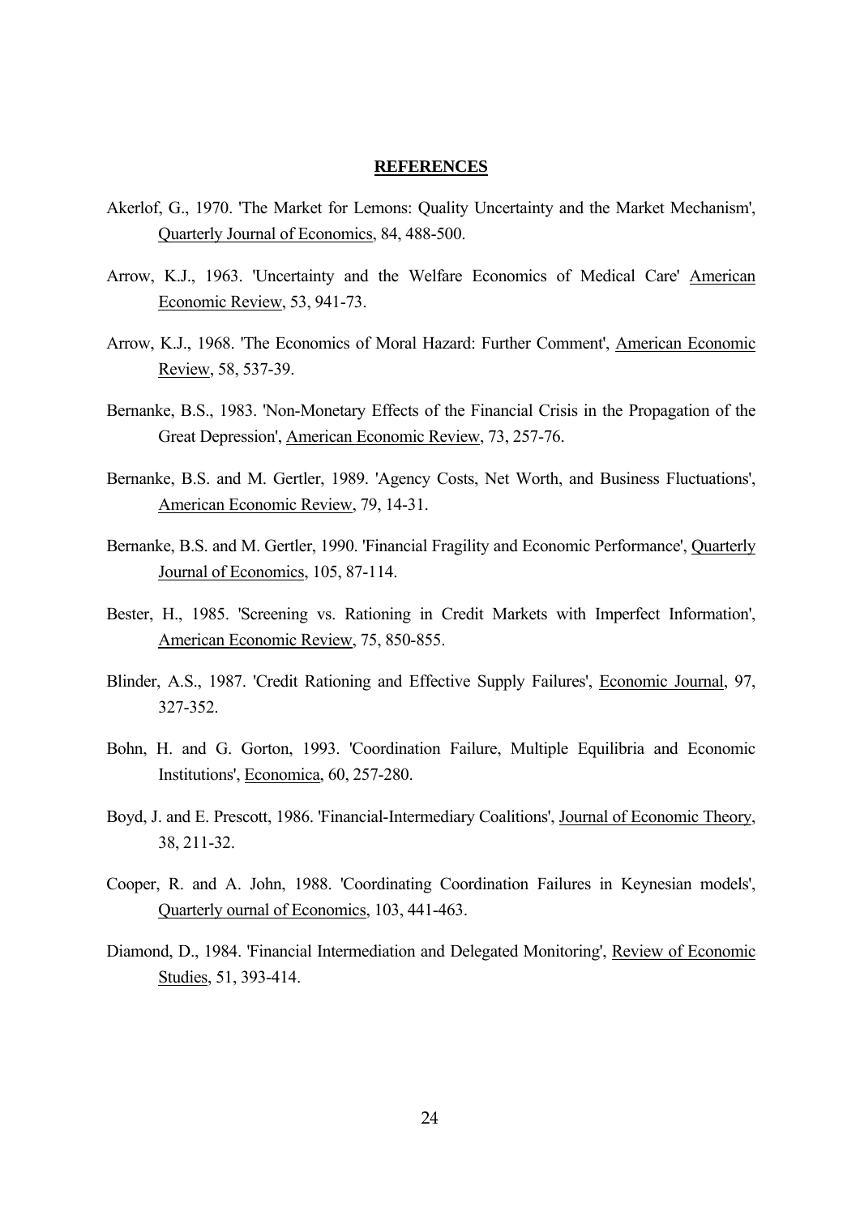## REFERENCES

Akerlof, G., 1970. 'The Market for Lemons: Quality Uncertainty and the Market Mechanism', Quarterly Journal of Economics, 84, 488-500.

Arrow, K.J., 1963. 'Uncertainty and the Welfare Economics of Medical Care' American Economic Review, 53, 941-73.

Arrow, K.J., 1968. 'The Economics of Moral Hazard: Further Comment', American Economic Review, 58, 537-39.

Bernanke, B.S., 1983. 'Non-Monetary Effects of the Financial Crisis in the Propagation of the Great Depression', American Economic Review, 73, 257-76.

Bernanke, B.S. and M. Gertler, 1989. 'Agency Costs, Net Worth, and Business Fluctuations', American Economic Review, 79, 14-31.

Bernanke, B.S. and M. Gertler, 1990. 'Financial Fragility and Economic Performance', Quarterly Journal of Economics, 105, 87-114.

Bester, H., 1985. 'Screening vs. Rationing in Credit Markets with Imperfect Information', American Economic Review, 75, 850-855.

Blinder, A.S., 1987. 'Credit Rationing and Effective Supply Failures', Economic Journal, 97, 327-352.

Bohn, H. and G. Gorton, 1993. 'Coordination Failure, Multiple Equilibria and Economic Institutions', Economica, 60, 257-280.

Boyd, J. and E. Prescott, 1986. 'Financial-Intermediary Coalitions', Journal of Economic Theory, 38, 211-32.

Cooper, R. and A. John, 1988. 'Coordinating Coordination Failures in Keynesian models', Quarterly ournal of Economics, 103, 441-463.

Diamond, D., 1984. 'Financial Intermediation and Delegated Monitoring', Review of Economic Studies, 51, 393-414.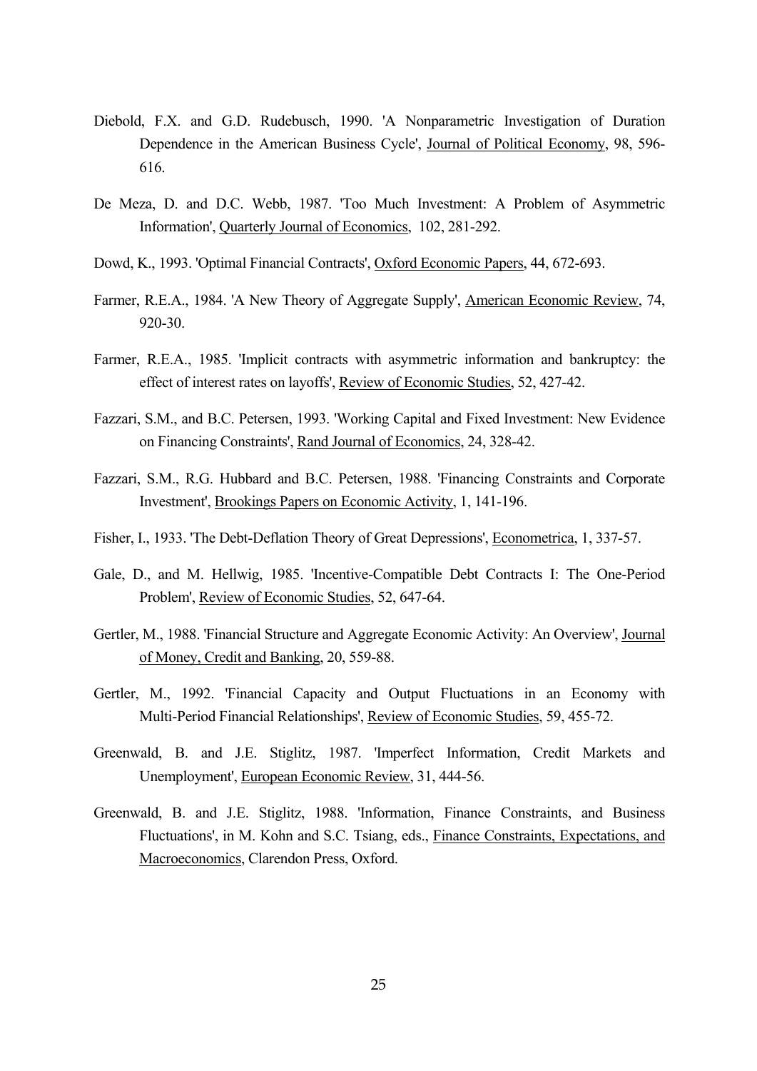Diebold, F.X. and G.D. Rudebusch, 1990. 'A Nonparametric Investigation of Duration Dependence in the American Business Cycle', Journal of Political Economy, 98, 596-616.

De Meza, D. and D.C. Webb, 1987. 'Too Much Investment: A Problem of Asymmetric Information', Quarterly Journal of Economics, 102, 281-292.

Dowd, K., 1993. 'Optimal Financial Contracts', Oxford Economic Papers, 44, 672-693.

Farmer, R.E.A., 1984. 'A New Theory of Aggregate Supply', American Economic Review, 74, 920-30.

Farmer, R.E.A., 1985. 'Implicit contracts with asymmetric information and bankruptcy: the effect of interest rates on layoffs', Review of Economic Studies, 52, 427-42.

Fazzari, S.M., and B.C. Petersen, 1993. 'Working Capital and Fixed Investment: New Evidence on Financing Constraints', Rand Journal of Economics, 24, 328-42.

Fazzari, S.M., R.G. Hubbard and B.C. Petersen, 1988. 'Financing Constraints and Corporate Investment', Brookings Papers on Economic Activity, 1, 141-196.

Fisher, I., 1933. 'The Debt-Deflation Theory of Great Depressions', Econometrica, 1, 337-57.

Gale, D., and M. Hellwig, 1985. 'Incentive-Compatible Debt Contracts I: The One-Period Problem', Review of Economic Studies, 52, 647-64.

Gertler, M., 1988. 'Financial Structure and Aggregate Economic Activity: An Overview', Journal of Money, Credit and Banking, 20, 559-88.

Gertler, M., 1992. 'Financial Capacity and Output Fluctuations in an Economy with Multi-Period Financial Relationships', Review of Economic Studies, 59, 455-72.

Greenwald, B. and J.E. Stiglitz, 1987. 'Imperfect Information, Credit Markets and Unemployment', European Economic Review, 31, 444-56.

Greenwald, B. and J.E. Stiglitz, 1988. 'Information, Finance Constraints, and Business Fluctuations', in M. Kohn and S.C. Tsiang, eds., Finance Constraints, Expectations, and Macroeconomics, Clarendon Press, Oxford.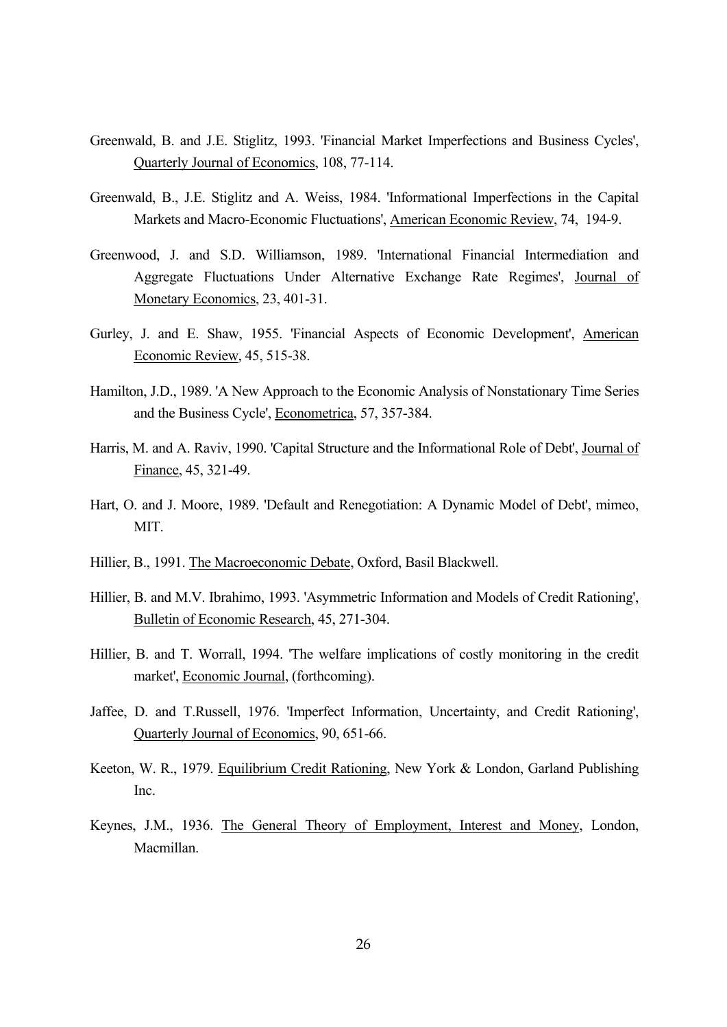Greenwald, B. and J.E. Stiglitz, 1993. 'Financial Market Imperfections and Business Cycles', Quarterly Journal of Economics, 108, 77-114.

Greenwald, B., J.E. Stiglitz and A. Weiss, 1984. 'Informational Imperfections in the Capital Markets and Macro-Economic Fluctuations', American Economic Review, 74, 194-9.

Greenwood, J. and S.D. Williamson, 1989. 'International Financial Intermediation and Aggregate Fluctuations Under Alternative Exchange Rate Regimes', Journal of Monetary Economics, 23, 401-31.

Gurley, J. and E. Shaw, 1955. 'Financial Aspects of Economic Development', American Economic Review, 45, 515-38.

Hamilton, J.D., 1989. 'A New Approach to the Economic Analysis of Nonstationary Time Series and the Business Cycle', Econometrica, 57, 357-384.

Harris, M. and A. Raviv, 1990. 'Capital Structure and the Informational Role of Debt', Journal of Finance, 45, 321-49.

Hart, O. and J. Moore, 1989. 'Default and Renegotiation: A Dynamic Model of Debt', mimeo, MIT.

Hillier, B., 1991. The Macroeconomic Debate, Oxford, Basil Blackwell.

Hillier, B. and M.V. Ibrahimo, 1993. 'Asymmetric Information and Models of Credit Rationing', Bulletin of Economic Research, 45, 271-304.

Hillier, B. and T. Worrall, 1994. 'The welfare implications of costly monitoring in the credit market', Economic Journal, (forthcoming).

Jaffee, D. and T.Russell, 1976. 'Imperfect Information, Uncertainty, and Credit Rationing', Quarterly Journal of Economics, 90, 651-66.

Keeton, W. R., 1979. Equilibrium Credit Rationing, New York & London, Garland Publishing Inc.

Keynes, J.M., 1936. The General Theory of Employment, Interest and Money, London, Macmillan.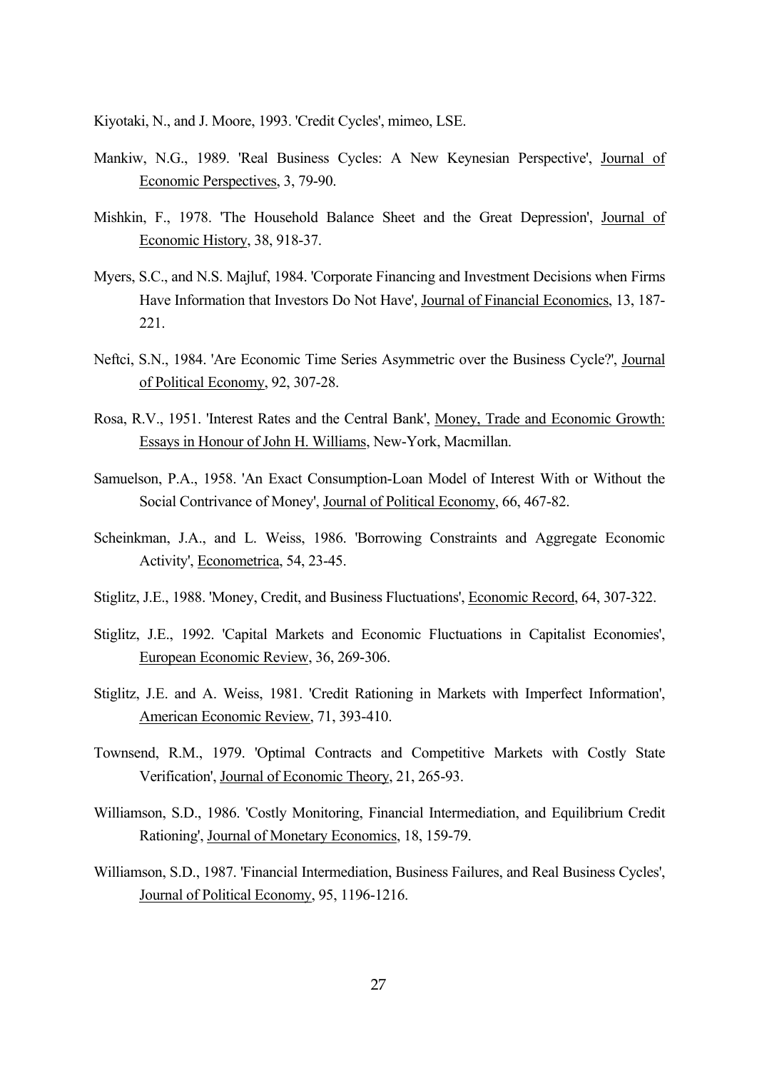Kiyotaki, N., and J. Moore, 1993. 'Credit Cycles', mimeo, LSE.

Mankiw, N.G., 1989. 'Real Business Cycles: A New Keynesian Perspective', Journal of Economic Perspectives, 3, 79-90.

Mishkin, F., 1978. 'The Household Balance Sheet and the Great Depression', Journal of Economic History, 38, 918-37.

Myers, S.C., and N.S. Majluf, 1984. 'Corporate Financing and Investment Decisions when Firms Have Information that Investors Do Not Have', Journal of Financial Economics, 13, 187-221.

Neftci, S.N., 1984. 'Are Economic Time Series Asymmetric over the Business Cycle?', Journal of Political Economy, 92, 307-28.

Rosa, R.V., 1951. 'Interest Rates and the Central Bank', Money, Trade and Economic Growth: Essays in Honour of John H. Williams, New-York, Macmillan.

Samuelson, P.A., 1958. 'An Exact Consumption-Loan Model of Interest With or Without the Social Contrivance of Money', Journal of Political Economy, 66, 467-82.

Scheinkman, J.A., and L. Weiss, 1986. 'Borrowing Constraints and Aggregate Economic Activity', Econometrica, 54, 23-45.

Stiglitz, J.E., 1988. 'Money, Credit, and Business Fluctuations', Economic Record, 64, 307-322.

Stiglitz, J.E., 1992. 'Capital Markets and Economic Fluctuations in Capitalist Economies', European Economic Review, 36, 269-306.

Stiglitz, J.E. and A. Weiss, 1981. 'Credit Rationing in Markets with Imperfect Information', American Economic Review, 71, 393-410.

Townsend, R.M., 1979. 'Optimal Contracts and Competitive Markets with Costly State Verification', Journal of Economic Theory, 21, 265-93.

Williamson, S.D., 1986. 'Costly Monitoring, Financial Intermediation, and Equilibrium Credit Rationing', Journal of Monetary Economics, 18, 159-79.

Williamson, S.D., 1987. 'Financial Intermediation, Business Failures, and Real Business Cycles', Journal of Political Economy, 95, 1196-1216.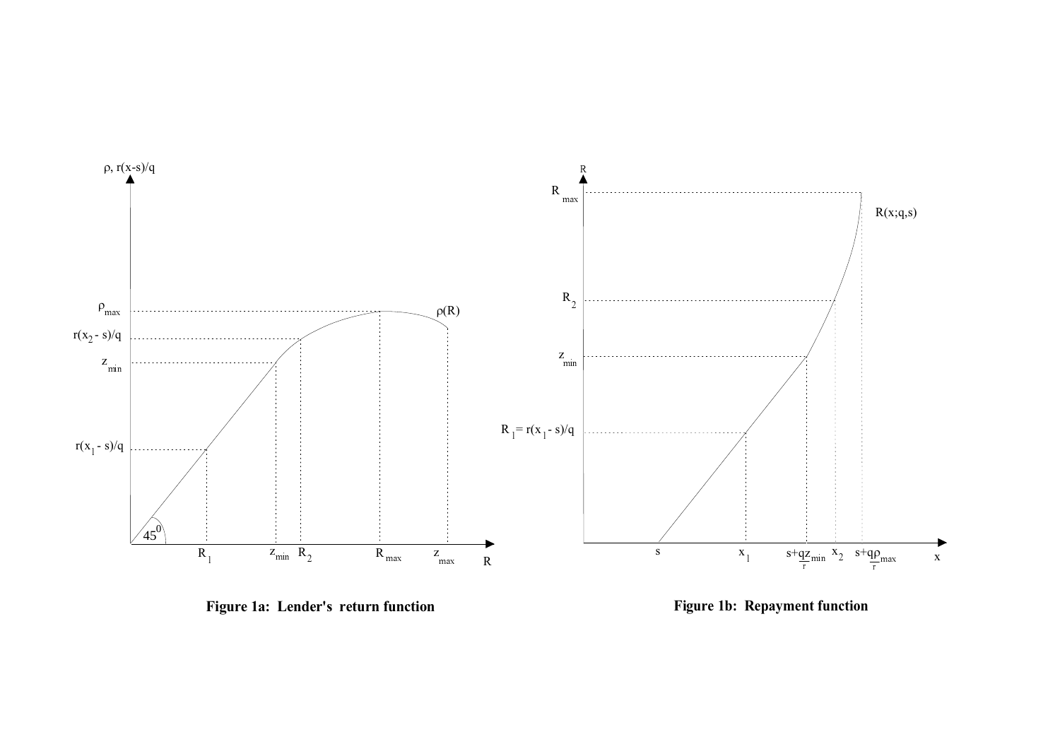**Figure 1a: Lender's return function**

**Figure 1b: Repayment function**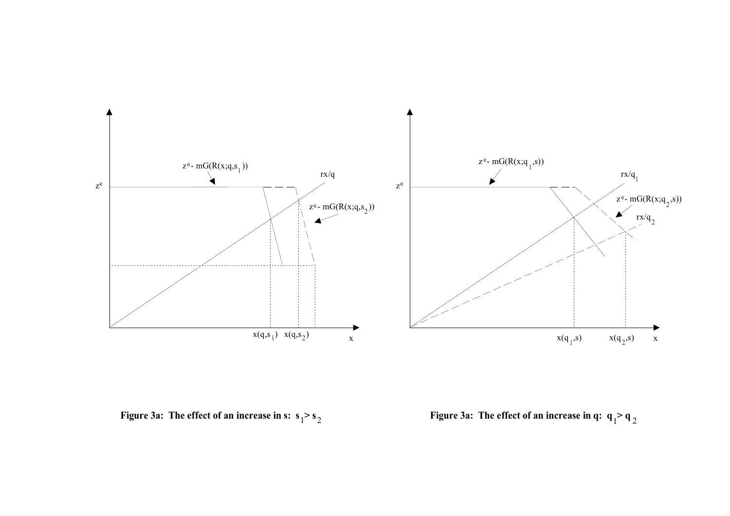**Figure 3a: The effect of an increase in s: $s_1 > s_2$**

**Figure 3a: The effect of an increase in q: $q_1 > q_2$**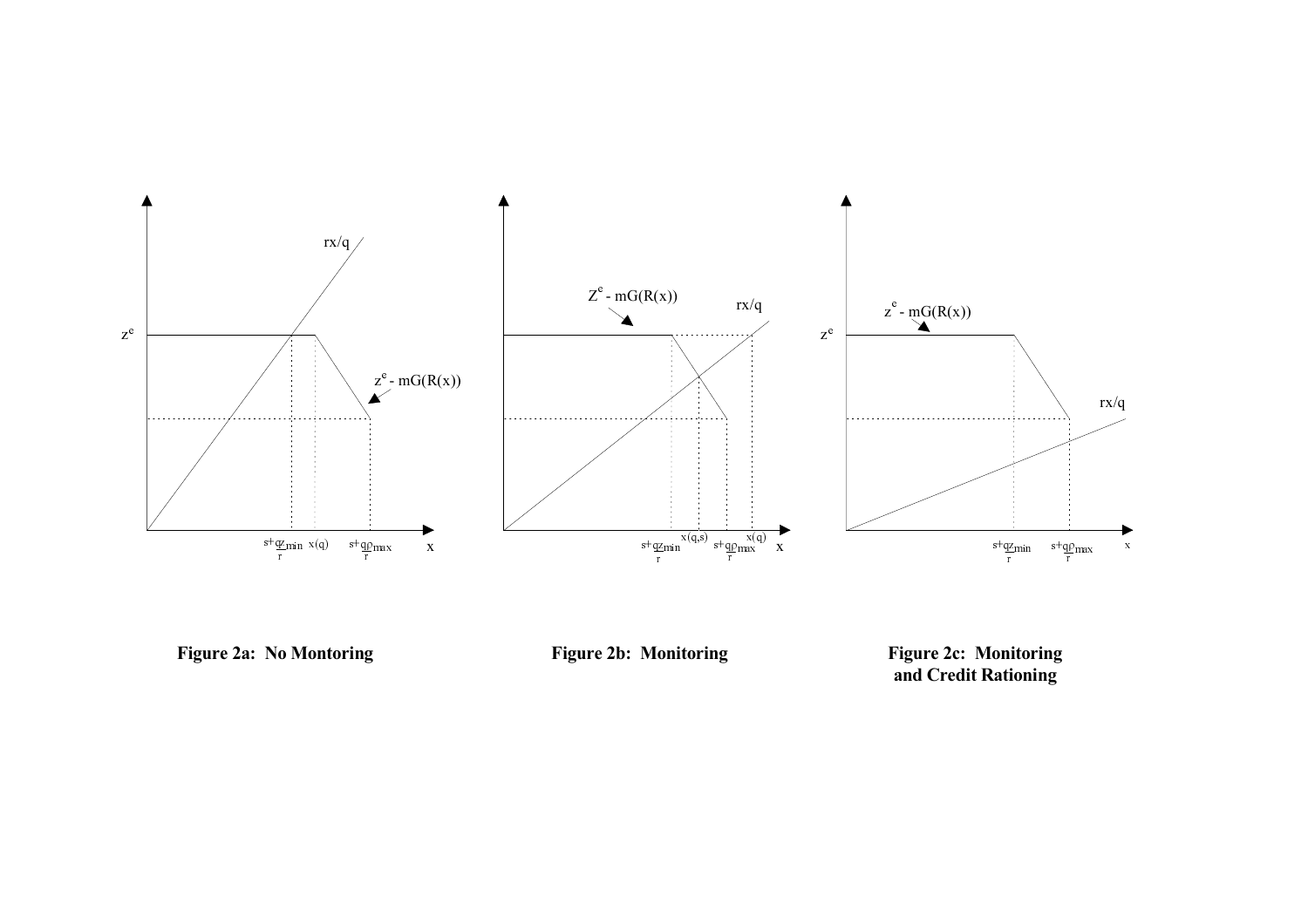**Figure 2a: No Montoring**

**Figure 2b: Monitoring**

**Figure 2c: Monitoring and Credit Rationing**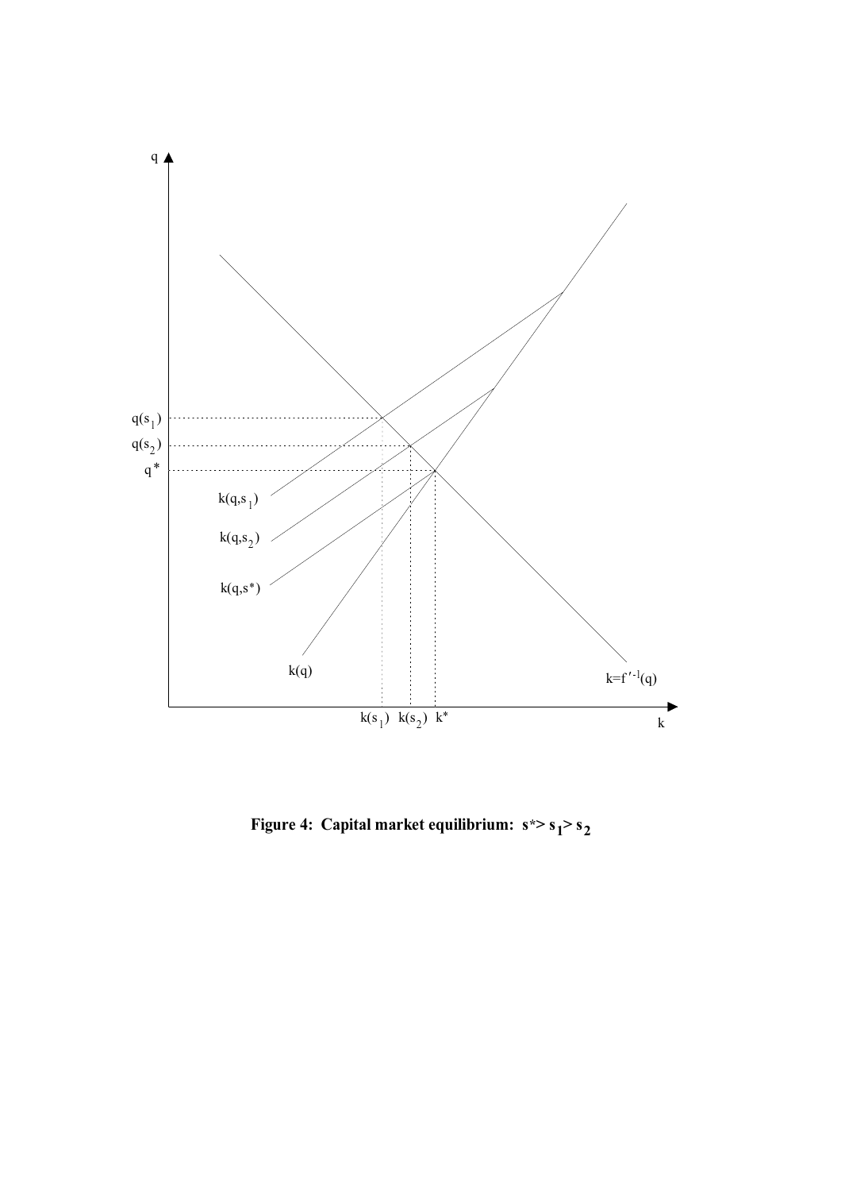q

$q(s_1)$

$q(s_2)$

$q^*$

$k(q,s_1)$

$k(q,s_2)$

$k(q,s^*)$

$k(q)$

$k=f'^{-1}(q)$

$k(s_1)$ $k(s_2)$ $k^*$

k

**Figure 4: Capital market equilibrium: $s^* > s_1 > s_2$**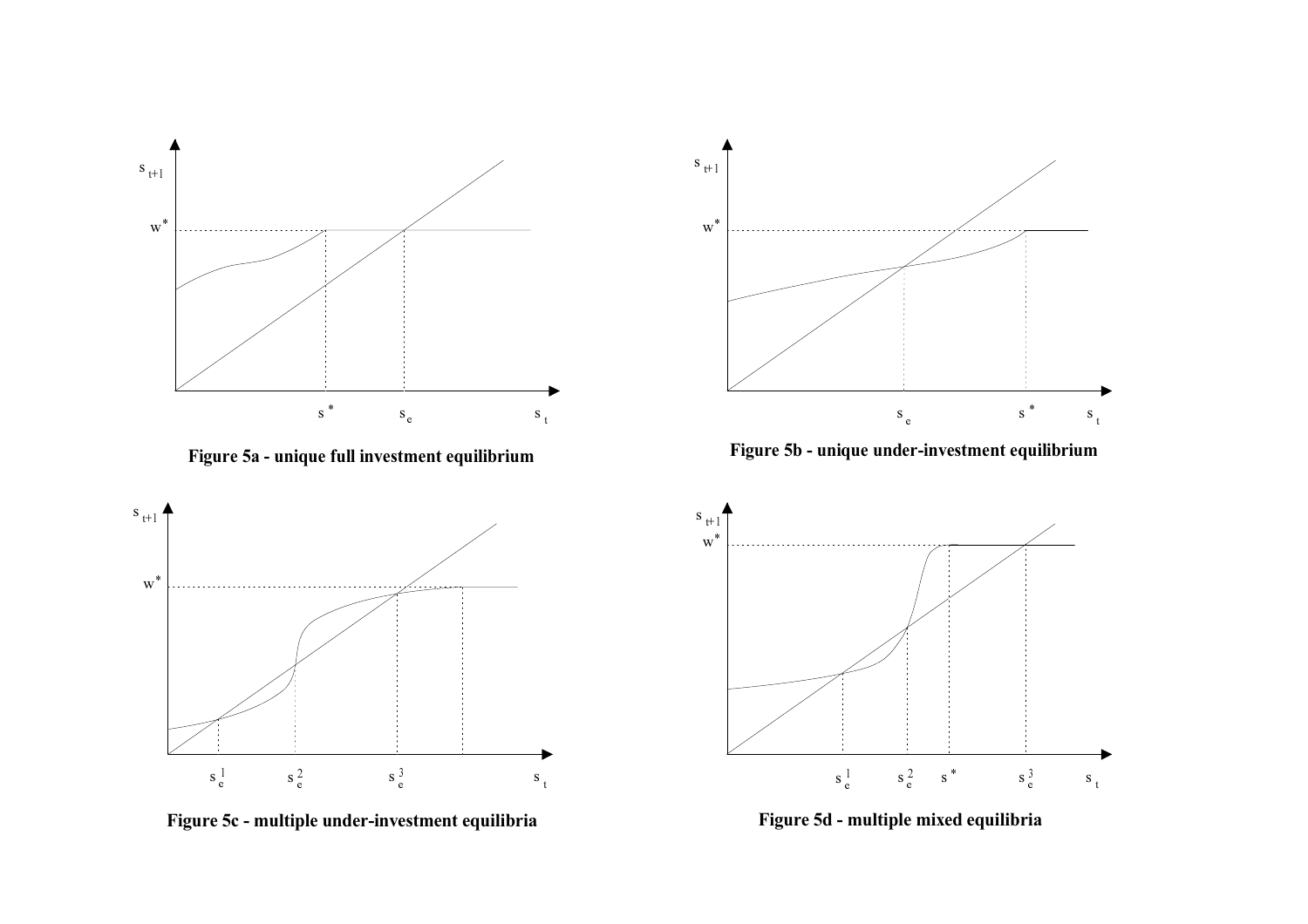Figure 5a - unique full investment equilibrium

Figure 5b - unique under-investment equilibrium

Figure 5c - multiple under-investment equilibria

Figure 5d - multiple mixed equilibria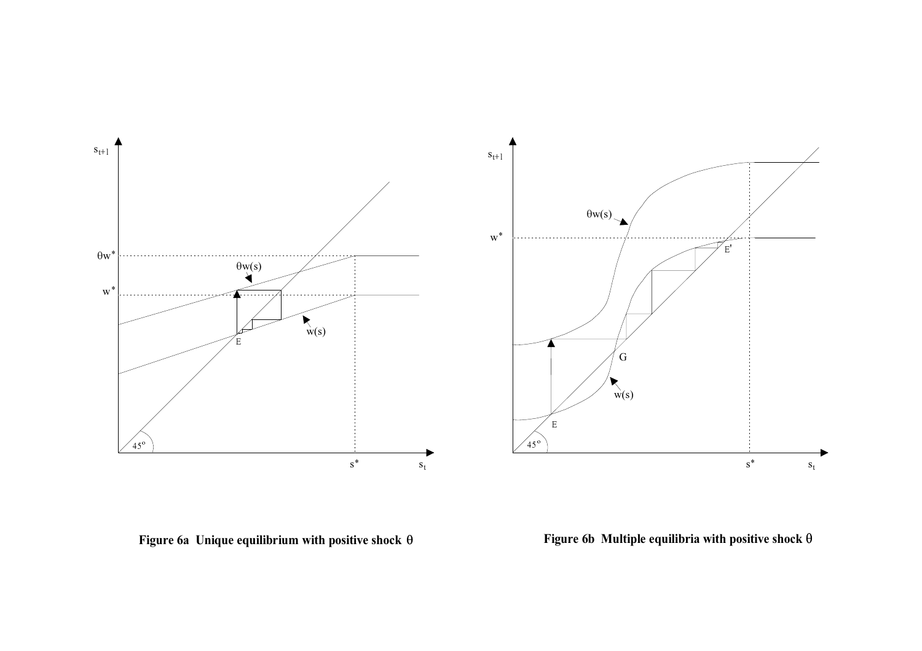$s_{t+1}$

$\theta w^*$

$w^*$

$\theta w(s)$

$w(s)$

E

$45^o$

$s^*$

$s_t$

**Figure 6a Unique equilibrium with positive shock $\theta$**

$s_{t+1}$

$\theta w(s)$

$w^*$

E′

G

$w(s)$

E

$45^o$

$s^*$

$s_t$

**Figure 6b Multiple equilibria with positive shock $\theta$**